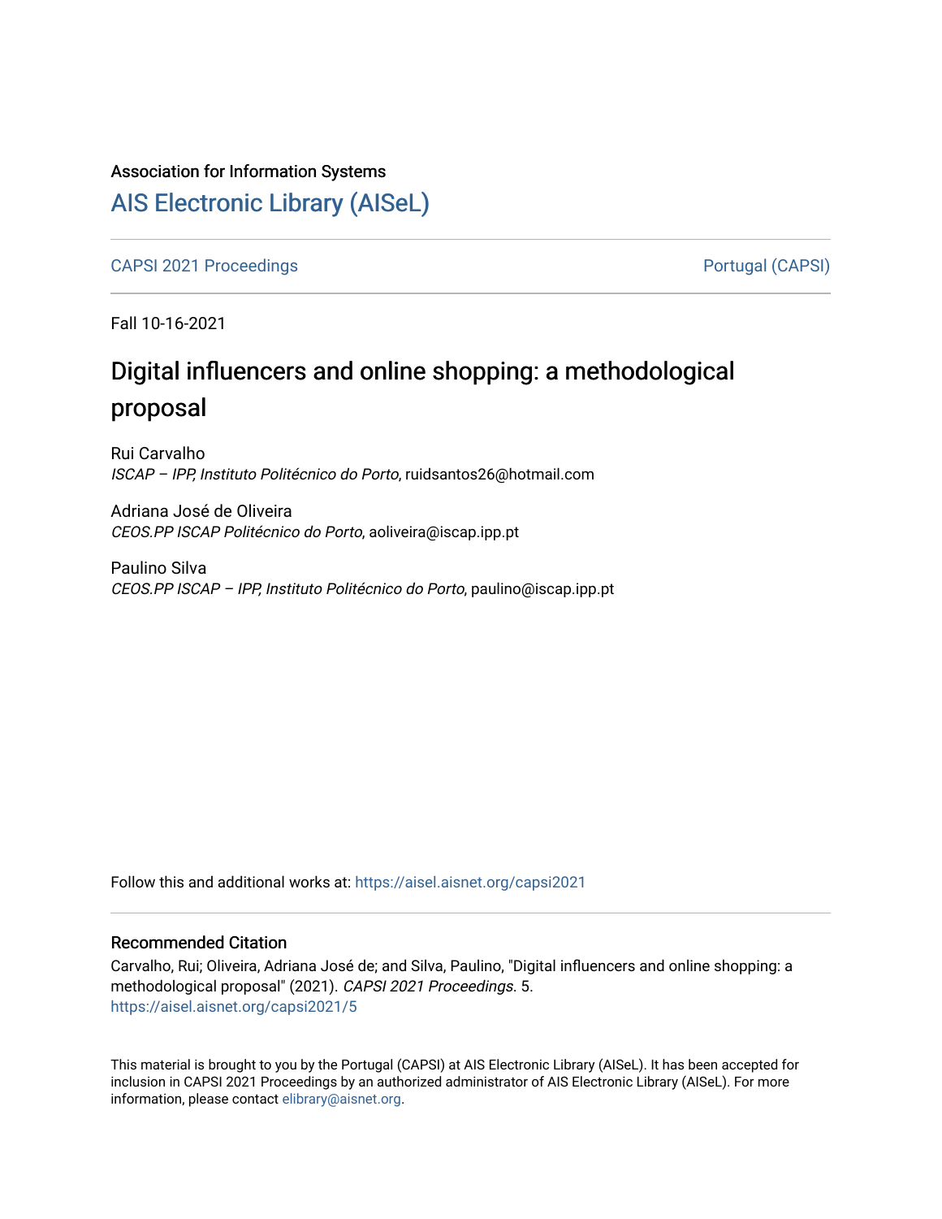Association for Information Systems

# AIS Electronic Library (AISeL)

CAPSI 2021 Proceedings

Portugal (CAPSI)

Fall 10-16-2021

## Digital influencers and online shopping: a methodological proposal

Rui Carvalho
*ISCAP – IPP, Instituto Politécnico do Porto*, ruidsantos26@hotmail.com

Adriana José de Oliveira
*CEOS.PP ISCAP Politécnico do Porto*, aoliveira@iscap.ipp.pt

Paulino Silva
*CEOS.PP ISCAP – IPP, Instituto Politécnico do Porto*, paulino@iscap.ipp.pt

Follow this and additional works at: https://aisel.aisnet.org/capsi2021

### Recommended Citation

Carvalho, Rui; Oliveira, Adriana José de; and Silva, Paulino, "Digital influencers and online shopping: a methodological proposal" (2021). *CAPSI 2021 Proceedings*. 5.
https://aisel.aisnet.org/capsi2021/5

This material is brought to you by the Portugal (CAPSI) at AIS Electronic Library (AISeL). It has been accepted for inclusion in CAPSI 2021 Proceedings by an authorized administrator of AIS Electronic Library (AISeL). For more information, please contact elibrary@aisnet.org.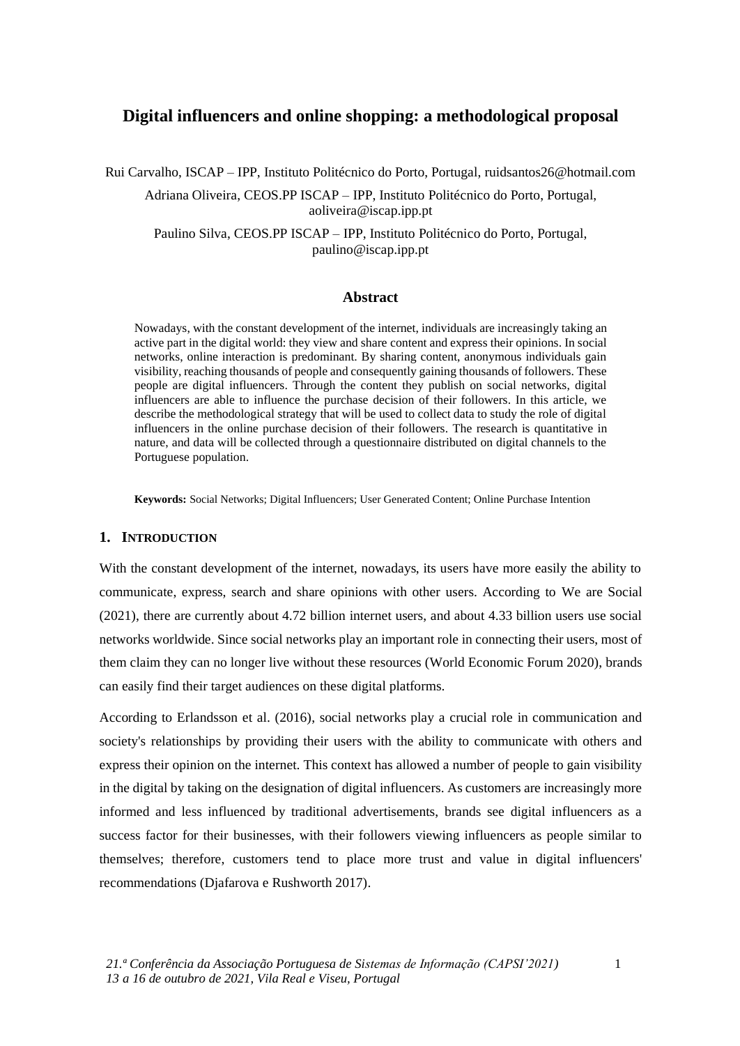# Digital influencers and online shopping: a methodological proposal

Rui Carvalho, ISCAP – IPP, Instituto Politécnico do Porto, Portugal, ruidsantos26@hotmail.com

Adriana Oliveira, CEOS.PP ISCAP – IPP, Instituto Politécnico do Porto, Portugal, aoliveira@iscap.ipp.pt

Paulino Silva, CEOS.PP ISCAP – IPP, Instituto Politécnico do Porto, Portugal, paulino@iscap.ipp.pt

## Abstract

Nowadays, with the constant development of the internet, individuals are increasingly taking an active part in the digital world: they view and share content and express their opinions. In social networks, online interaction is predominant. By sharing content, anonymous individuals gain visibility, reaching thousands of people and consequently gaining thousands of followers. These people are digital influencers. Through the content they publish on social networks, digital influencers are able to influence the purchase decision of their followers. In this article, we describe the methodological strategy that will be used to collect data to study the role of digital influencers in the online purchase decision of their followers. The research is quantitative in nature, and data will be collected through a questionnaire distributed on digital channels to the Portuguese population.

**Keywords:** Social Networks; Digital Influencers; User Generated Content; Online Purchase Intention

## 1. Introduction

With the constant development of the internet, nowadays, its users have more easily the ability to communicate, express, search and share opinions with other users. According to We are Social (2021), there are currently about 4.72 billion internet users, and about 4.33 billion users use social networks worldwide. Since social networks play an important role in connecting their users, most of them claim they can no longer live without these resources (World Economic Forum 2020), brands can easily find their target audiences on these digital platforms.

According to Erlandsson et al. (2016), social networks play a crucial role in communication and society's relationships by providing their users with the ability to communicate with others and express their opinion on the internet. This context has allowed a number of people to gain visibility in the digital by taking on the designation of digital influencers. As customers are increasingly more informed and less influenced by traditional advertisements, brands see digital influencers as a success factor for their businesses, with their followers viewing influencers as people similar to themselves; therefore, customers tend to place more trust and value in digital influencers' recommendations (Djafarova e Rushworth 2017).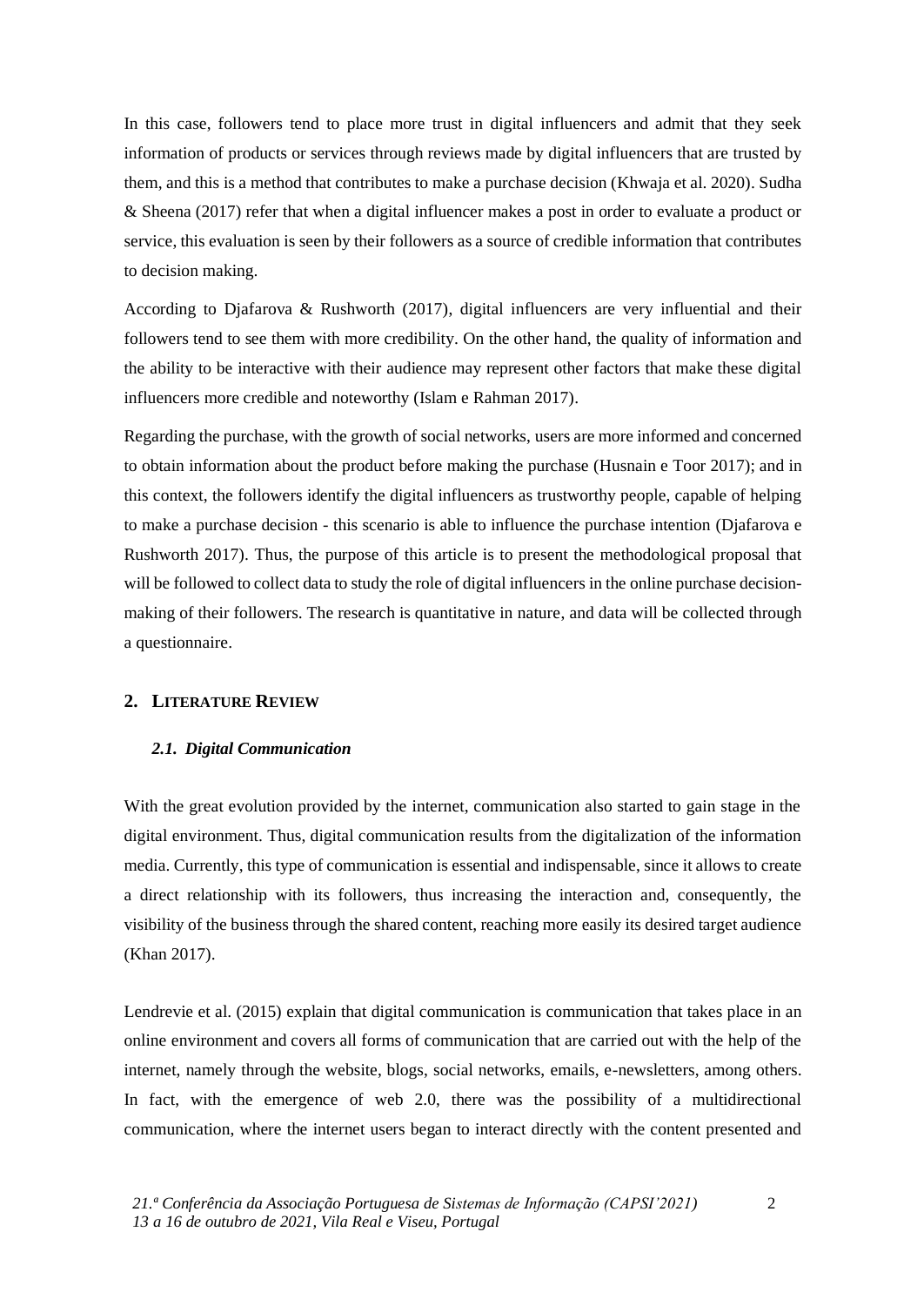In this case, followers tend to place more trust in digital influencers and admit that they seek information of products or services through reviews made by digital influencers that are trusted by them, and this is a method that contributes to make a purchase decision (Khwaja et al. 2020). Sudha & Sheena (2017) refer that when a digital influencer makes a post in order to evaluate a product or service, this evaluation is seen by their followers as a source of credible information that contributes to decision making.

According to Djafarova & Rushworth (2017), digital influencers are very influential and their followers tend to see them with more credibility. On the other hand, the quality of information and the ability to be interactive with their audience may represent other factors that make these digital influencers more credible and noteworthy (Islam e Rahman 2017).

Regarding the purchase, with the growth of social networks, users are more informed and concerned to obtain information about the product before making the purchase (Husnain e Toor 2017); and in this context, the followers identify the digital influencers as trustworthy people, capable of helping to make a purchase decision - this scenario is able to influence the purchase intention (Djafarova e Rushworth 2017). Thus, the purpose of this article is to present the methodological proposal that will be followed to collect data to study the role of digital influencers in the online purchase decision-making of their followers. The research is quantitative in nature, and data will be collected through a questionnaire.

## 2. Literature Review

### *2.1. Digital Communication*

With the great evolution provided by the internet, communication also started to gain stage in the digital environment. Thus, digital communication results from the digitalization of the information media. Currently, this type of communication is essential and indispensable, since it allows to create a direct relationship with its followers, thus increasing the interaction and, consequently, the visibility of the business through the shared content, reaching more easily its desired target audience (Khan 2017).

Lendrevie et al. (2015) explain that digital communication is communication that takes place in an online environment and covers all forms of communication that are carried out with the help of the internet, namely through the website, blogs, social networks, emails, e-newsletters, among others. In fact, with the emergence of web 2.0, there was the possibility of a multidirectional communication, where the internet users began to interact directly with the content presented and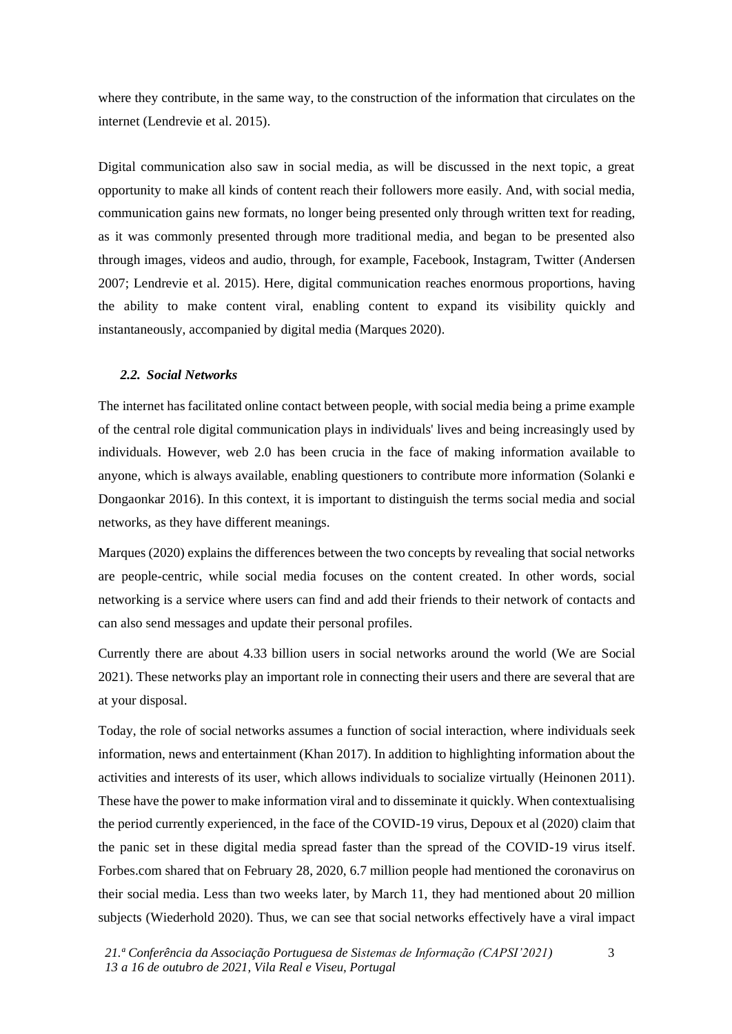where they contribute, in the same way, to the construction of the information that circulates on the internet (Lendrevie et al. 2015).

Digital communication also saw in social media, as will be discussed in the next topic, a great opportunity to make all kinds of content reach their followers more easily. And, with social media, communication gains new formats, no longer being presented only through written text for reading, as it was commonly presented through more traditional media, and began to be presented also through images, videos and audio, through, for example, Facebook, Instagram, Twitter (Andersen 2007; Lendrevie et al. 2015). Here, digital communication reaches enormous proportions, having the ability to make content viral, enabling content to expand its visibility quickly and instantaneously, accompanied by digital media (Marques 2020).

### *2.2. Social Networks*

The internet has facilitated online contact between people, with social media being a prime example of the central role digital communication plays in individuals' lives and being increasingly used by individuals. However, web 2.0 has been crucia in the face of making information available to anyone, which is always available, enabling questioners to contribute more information (Solanki e Dongaonkar 2016). In this context, it is important to distinguish the terms social media and social networks, as they have different meanings.

Marques (2020) explains the differences between the two concepts by revealing that social networks are people-centric, while social media focuses on the content created. In other words, social networking is a service where users can find and add their friends to their network of contacts and can also send messages and update their personal profiles.

Currently there are about 4.33 billion users in social networks around the world (We are Social 2021). These networks play an important role in connecting their users and there are several that are at your disposal.

Today, the role of social networks assumes a function of social interaction, where individuals seek information, news and entertainment (Khan 2017). In addition to highlighting information about the activities and interests of its user, which allows individuals to socialize virtually (Heinonen 2011). These have the power to make information viral and to disseminate it quickly. When contextualising the period currently experienced, in the face of the COVID-19 virus, Depoux et al (2020) claim that the panic set in these digital media spread faster than the spread of the COVID-19 virus itself. Forbes.com shared that on February 28, 2020, 6.7 million people had mentioned the coronavirus on their social media. Less than two weeks later, by March 11, they had mentioned about 20 million subjects (Wiederhold 2020). Thus, we can see that social networks effectively have a viral impact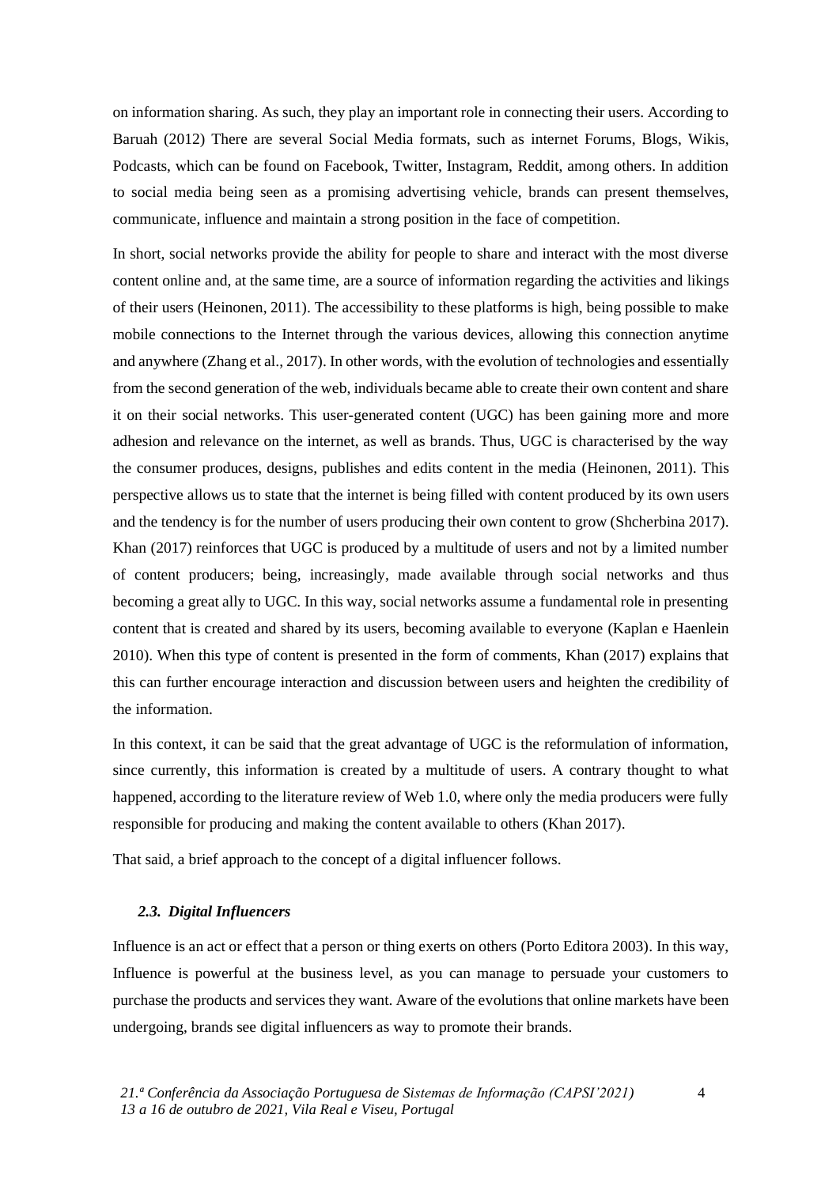on information sharing. As such, they play an important role in connecting their users. According to Baruah (2012) There are several Social Media formats, such as internet Forums, Blogs, Wikis, Podcasts, which can be found on Facebook, Twitter, Instagram, Reddit, among others. In addition to social media being seen as a promising advertising vehicle, brands can present themselves, communicate, influence and maintain a strong position in the face of competition.

In short, social networks provide the ability for people to share and interact with the most diverse content online and, at the same time, are a source of information regarding the activities and likings of their users (Heinonen, 2011). The accessibility to these platforms is high, being possible to make mobile connections to the Internet through the various devices, allowing this connection anytime and anywhere (Zhang et al., 2017). In other words, with the evolution of technologies and essentially from the second generation of the web, individuals became able to create their own content and share it on their social networks. This user-generated content (UGC) has been gaining more and more adhesion and relevance on the internet, as well as brands. Thus, UGC is characterised by the way the consumer produces, designs, publishes and edits content in the media (Heinonen, 2011). This perspective allows us to state that the internet is being filled with content produced by its own users and the tendency is for the number of users producing their own content to grow (Shcherbina 2017). Khan (2017) reinforces that UGC is produced by a multitude of users and not by a limited number of content producers; being, increasingly, made available through social networks and thus becoming a great ally to UGC. In this way, social networks assume a fundamental role in presenting content that is created and shared by its users, becoming available to everyone (Kaplan e Haenlein 2010). When this type of content is presented in the form of comments, Khan (2017) explains that this can further encourage interaction and discussion between users and heighten the credibility of the information.

In this context, it can be said that the great advantage of UGC is the reformulation of information, since currently, this information is created by a multitude of users. A contrary thought to what happened, according to the literature review of Web 1.0, where only the media producers were fully responsible for producing and making the content available to others (Khan 2017).

That said, a brief approach to the concept of a digital influencer follows.

### *2.3. Digital Influencers*

Influence is an act or effect that a person or thing exerts on others (Porto Editora 2003). In this way, Influence is powerful at the business level, as you can manage to persuade your customers to purchase the products and services they want. Aware of the evolutions that online markets have been undergoing, brands see digital influencers as way to promote their brands.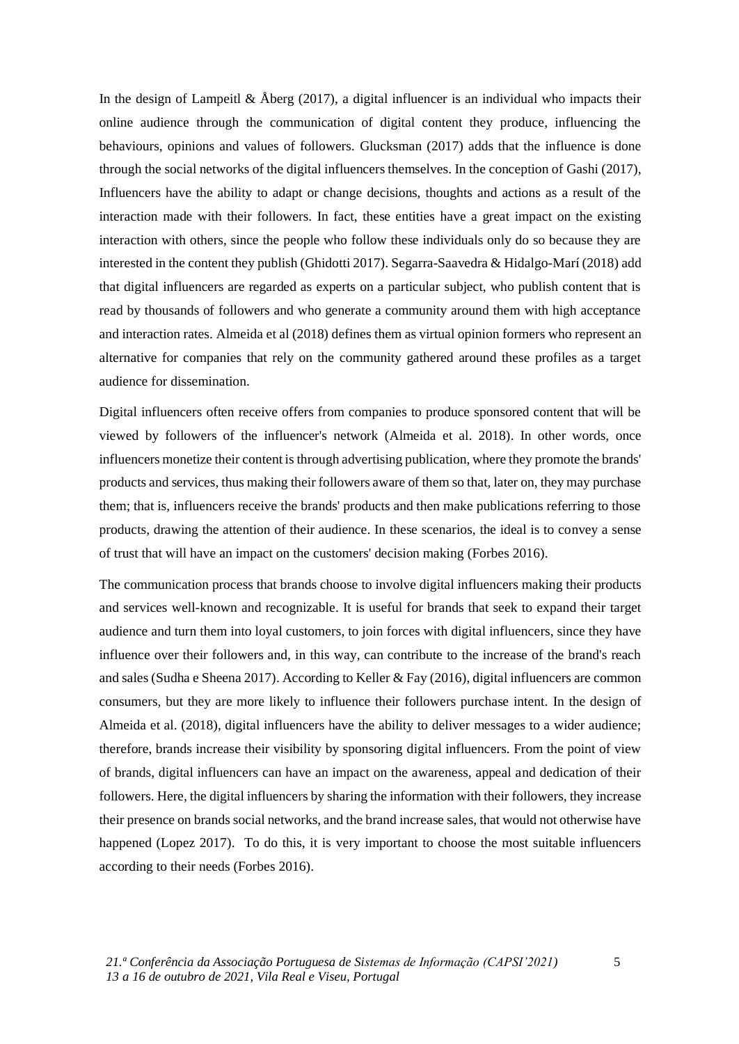In the design of Lampeitl & Åberg (2017), a digital influencer is an individual who impacts their online audience through the communication of digital content they produce, influencing the behaviours, opinions and values of followers. Glucksman (2017) adds that the influence is done through the social networks of the digital influencers themselves. In the conception of Gashi (2017), Influencers have the ability to adapt or change decisions, thoughts and actions as a result of the interaction made with their followers. In fact, these entities have a great impact on the existing interaction with others, since the people who follow these individuals only do so because they are interested in the content they publish (Ghidotti 2017). Segarra-Saavedra & Hidalgo-Marí (2018) add that digital influencers are regarded as experts on a particular subject, who publish content that is read by thousands of followers and who generate a community around them with high acceptance and interaction rates. Almeida et al (2018) defines them as virtual opinion formers who represent an alternative for companies that rely on the community gathered around these profiles as a target audience for dissemination.

Digital influencers often receive offers from companies to produce sponsored content that will be viewed by followers of the influencer's network (Almeida et al. 2018). In other words, once influencers monetize their content is through advertising publication, where they promote the brands' products and services, thus making their followers aware of them so that, later on, they may purchase them; that is, influencers receive the brands' products and then make publications referring to those products, drawing the attention of their audience. In these scenarios, the ideal is to convey a sense of trust that will have an impact on the customers' decision making (Forbes 2016).

The communication process that brands choose to involve digital influencers making their products and services well-known and recognizable. It is useful for brands that seek to expand their target audience and turn them into loyal customers, to join forces with digital influencers, since they have influence over their followers and, in this way, can contribute to the increase of the brand's reach and sales (Sudha e Sheena 2017). According to Keller & Fay (2016), digital influencers are common consumers, but they are more likely to influence their followers purchase intent. In the design of Almeida et al. (2018), digital influencers have the ability to deliver messages to a wider audience; therefore, brands increase their visibility by sponsoring digital influencers. From the point of view of brands, digital influencers can have an impact on the awareness, appeal and dedication of their followers. Here, the digital influencers by sharing the information with their followers, they increase their presence on brands social networks, and the brand increase sales, that would not otherwise have happened (Lopez 2017). To do this, it is very important to choose the most suitable influencers according to their needs (Forbes 2016).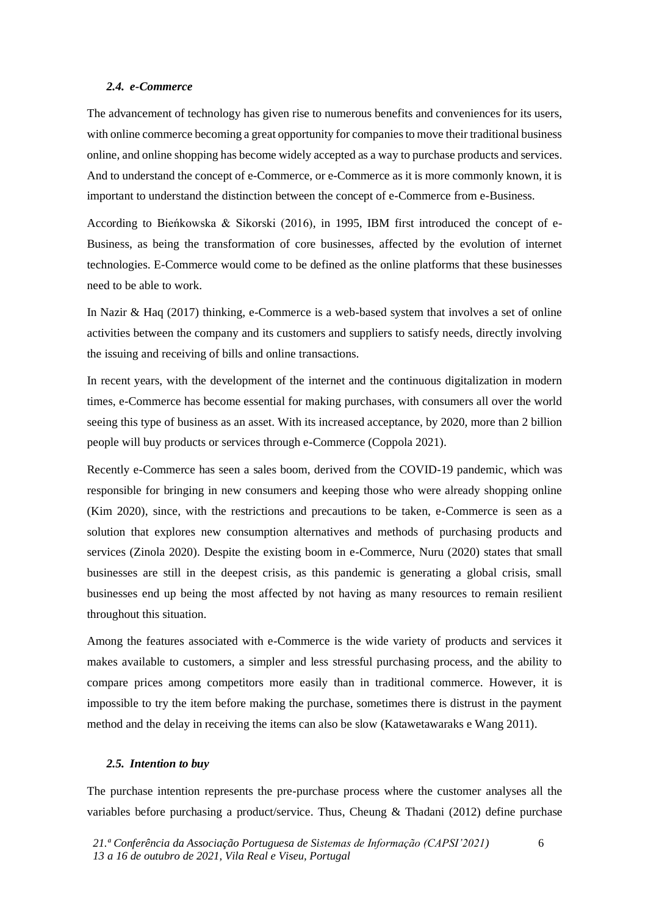### *2.4. e-Commerce*

The advancement of technology has given rise to numerous benefits and conveniences for its users, with online commerce becoming a great opportunity for companies to move their traditional business online, and online shopping has become widely accepted as a way to purchase products and services. And to understand the concept of e-Commerce, or e-Commerce as it is more commonly known, it is important to understand the distinction between the concept of e-Commerce from e-Business.

According to Bieńkowska & Sikorski (2016), in 1995, IBM first introduced the concept of e-Business, as being the transformation of core businesses, affected by the evolution of internet technologies. E-Commerce would come to be defined as the online platforms that these businesses need to be able to work.

In Nazir & Haq (2017) thinking, e-Commerce is a web-based system that involves a set of online activities between the company and its customers and suppliers to satisfy needs, directly involving the issuing and receiving of bills and online transactions.

In recent years, with the development of the internet and the continuous digitalization in modern times, e-Commerce has become essential for making purchases, with consumers all over the world seeing this type of business as an asset. With its increased acceptance, by 2020, more than 2 billion people will buy products or services through e-Commerce (Coppola 2021).

Recently e-Commerce has seen a sales boom, derived from the COVID-19 pandemic, which was responsible for bringing in new consumers and keeping those who were already shopping online (Kim 2020), since, with the restrictions and precautions to be taken, e-Commerce is seen as a solution that explores new consumption alternatives and methods of purchasing products and services (Zinola 2020). Despite the existing boom in e-Commerce, Nuru (2020) states that small businesses are still in the deepest crisis, as this pandemic is generating a global crisis, small businesses end up being the most affected by not having as many resources to remain resilient throughout this situation.

Among the features associated with e-Commerce is the wide variety of products and services it makes available to customers, a simpler and less stressful purchasing process, and the ability to compare prices among competitors more easily than in traditional commerce. However, it is impossible to try the item before making the purchase, sometimes there is distrust in the payment method and the delay in receiving the items can also be slow (Katawetawaraks e Wang 2011).

### *2.5. Intention to buy*

The purchase intention represents the pre-purchase process where the customer analyses all the variables before purchasing a product/service. Thus, Cheung & Thadani (2012) define purchase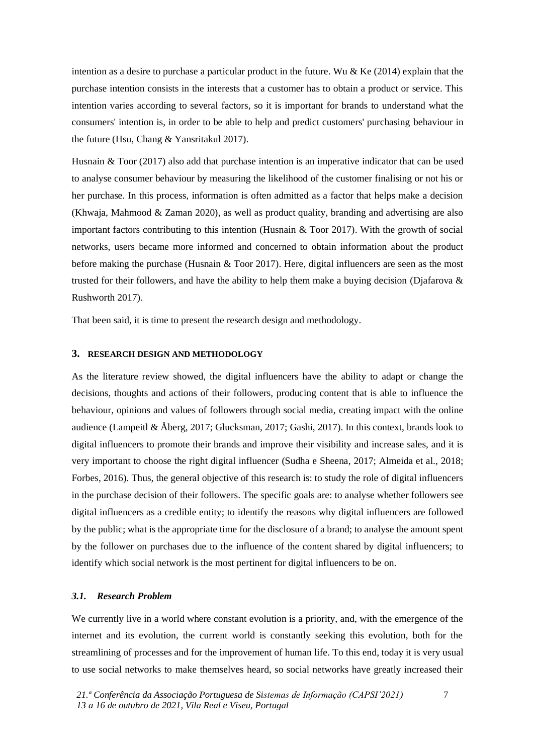intention as a desire to purchase a particular product in the future. Wu & Ke (2014) explain that the purchase intention consists in the interests that a customer has to obtain a product or service. This intention varies according to several factors, so it is important for brands to understand what the consumers' intention is, in order to be able to help and predict customers' purchasing behaviour in the future (Hsu, Chang & Yansritakul 2017).

Husnain & Toor (2017) also add that purchase intention is an imperative indicator that can be used to analyse consumer behaviour by measuring the likelihood of the customer finalising or not his or her purchase. In this process, information is often admitted as a factor that helps make a decision (Khwaja, Mahmood & Zaman 2020), as well as product quality, branding and advertising are also important factors contributing to this intention (Husnain & Toor 2017). With the growth of social networks, users became more informed and concerned to obtain information about the product before making the purchase (Husnain & Toor 2017). Here, digital influencers are seen as the most trusted for their followers, and have the ability to help them make a buying decision (Djafarova & Rushworth 2017).

That been said, it is time to present the research design and methodology.

## 3. RESEARCH DESIGN AND METHODOLOGY

As the literature review showed, the digital influencers have the ability to adapt or change the decisions, thoughts and actions of their followers, producing content that is able to influence the behaviour, opinions and values of followers through social media, creating impact with the online audience (Lampeitl & Åberg, 2017; Glucksman, 2017; Gashi, 2017). In this context, brands look to digital influencers to promote their brands and improve their visibility and increase sales, and it is very important to choose the right digital influencer (Sudha e Sheena, 2017; Almeida et al., 2018; Forbes, 2016). Thus, the general objective of this research is: to study the role of digital influencers in the purchase decision of their followers. The specific goals are: to analyse whether followers see digital influencers as a credible entity; to identify the reasons why digital influencers are followed by the public; what is the appropriate time for the disclosure of a brand; to analyse the amount spent by the follower on purchases due to the influence of the content shared by digital influencers; to identify which social network is the most pertinent for digital influencers to be on.

### *3.1. Research Problem*

We currently live in a world where constant evolution is a priority, and, with the emergence of the internet and its evolution, the current world is constantly seeking this evolution, both for the streamlining of processes and for the improvement of human life. To this end, today it is very usual to use social networks to make themselves heard, so social networks have greatly increased their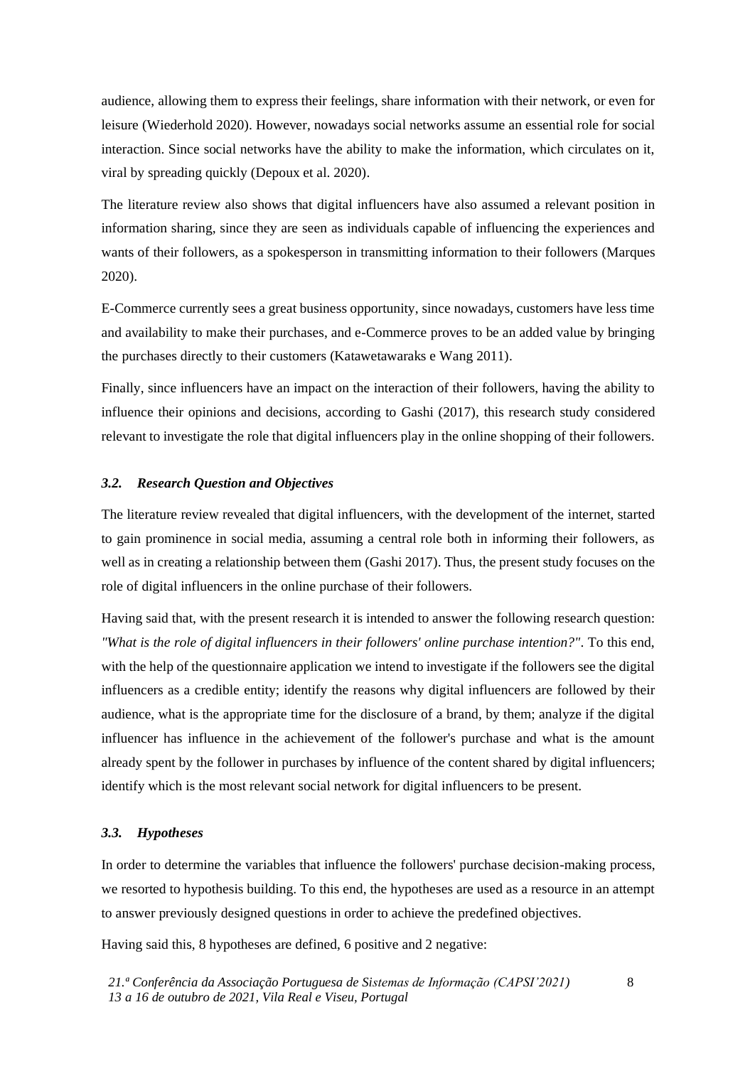audience, allowing them to express their feelings, share information with their network, or even for leisure (Wiederhold 2020). However, nowadays social networks assume an essential role for social interaction. Since social networks have the ability to make the information, which circulates on it, viral by spreading quickly (Depoux et al. 2020).

The literature review also shows that digital influencers have also assumed a relevant position in information sharing, since they are seen as individuals capable of influencing the experiences and wants of their followers, as a spokesperson in transmitting information to their followers (Marques 2020).

E-Commerce currently sees a great business opportunity, since nowadays, customers have less time and availability to make their purchases, and e-Commerce proves to be an added value by bringing the purchases directly to their customers (Katawetawaraks e Wang 2011).

Finally, since influencers have an impact on the interaction of their followers, having the ability to influence their opinions and decisions, according to Gashi (2017), this research study considered relevant to investigate the role that digital influencers play in the online shopping of their followers.

### *3.2. Research Question and Objectives*

The literature review revealed that digital influencers, with the development of the internet, started to gain prominence in social media, assuming a central role both in informing their followers, as well as in creating a relationship between them (Gashi 2017). Thus, the present study focuses on the role of digital influencers in the online purchase of their followers.

Having said that, with the present research it is intended to answer the following research question: *"What is the role of digital influencers in their followers' online purchase intention?"*. To this end, with the help of the questionnaire application we intend to investigate if the followers see the digital influencers as a credible entity; identify the reasons why digital influencers are followed by their audience, what is the appropriate time for the disclosure of a brand, by them; analyze if the digital influencer has influence in the achievement of the follower's purchase and what is the amount already spent by the follower in purchases by influence of the content shared by digital influencers; identify which is the most relevant social network for digital influencers to be present.

### *3.3. Hypotheses*

In order to determine the variables that influence the followers' purchase decision-making process, we resorted to hypothesis building. To this end, the hypotheses are used as a resource in an attempt to answer previously designed questions in order to achieve the predefined objectives.

Having said this, 8 hypotheses are defined, 6 positive and 2 negative: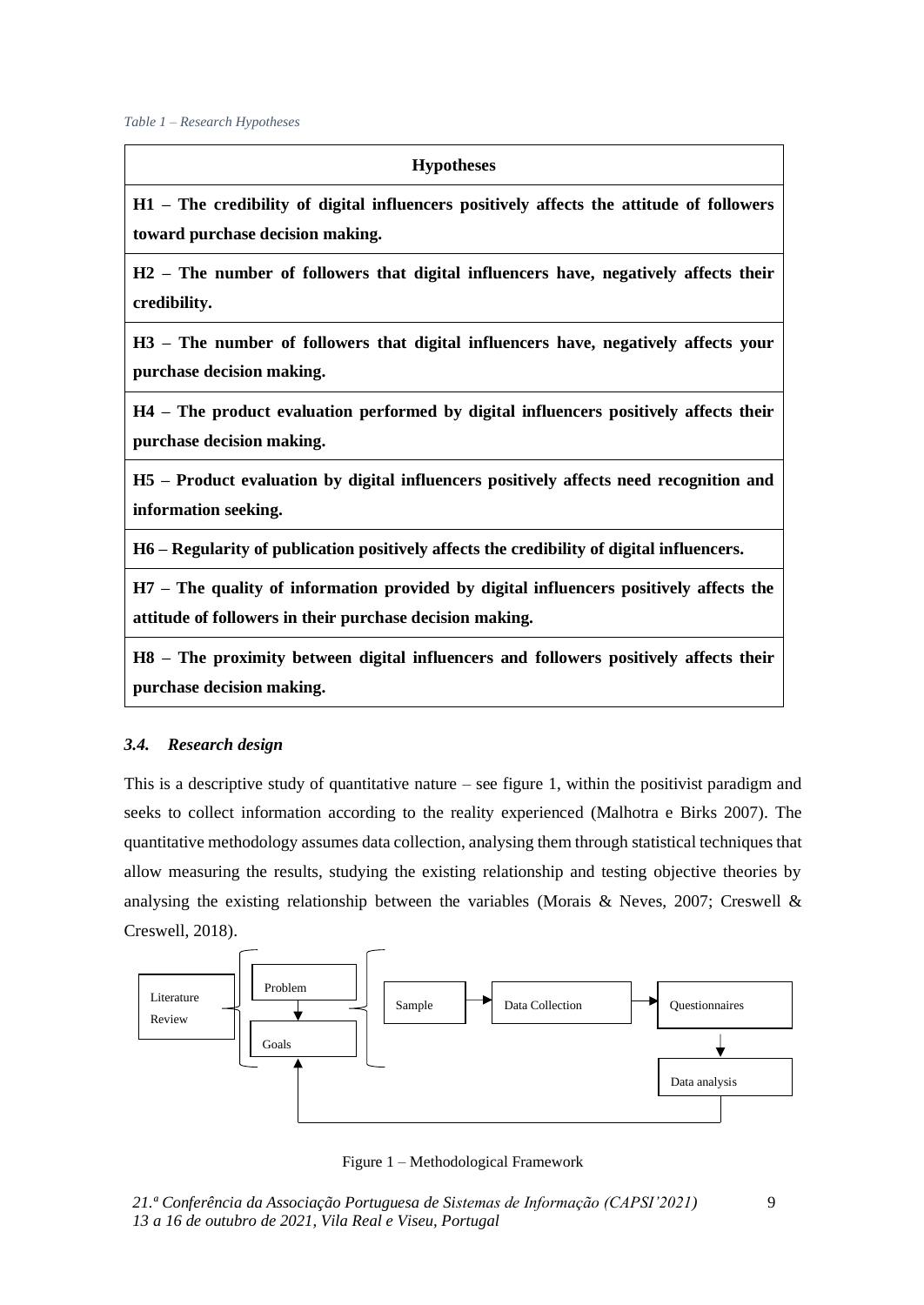*Table 1 – Research Hypotheses*

| Hypotheses |
|---|
| **H1 – The credibility of digital influencers positively affects the attitude of followers toward purchase decision making.** |
| **H2 – The number of followers that digital influencers have, negatively affects their credibility.** |
| **H3 – The number of followers that digital influencers have, negatively affects your purchase decision making.** |
| **H4 – The product evaluation performed by digital influencers positively affects their purchase decision making.** |
| **H5 – Product evaluation by digital influencers positively affects need recognition and information seeking.** |
| **H6 – Regularity of publication positively affects the credibility of digital influencers.** |
| **H7 – The quality of information provided by digital influencers positively affects the attitude of followers in their purchase decision making.** |
| **H8 – The proximity between digital influencers and followers positively affects their purchase decision making.** |

### *3.4. Research design*

This is a descriptive study of quantitative nature – see figure 1, within the positivist paradigm and seeks to collect information according to the reality experienced (Malhotra e Birks 2007). The quantitative methodology assumes data collection, analysing them through statistical techniques that allow measuring the results, studying the existing relationship and testing objective theories by analysing the existing relationship between the variables (Morais & Neves, 2007; Creswell & Creswell, 2018).

Literature Review

Problem

Goals

Sample

Data Collection

Questionnaires

Data analysis

Figure 1 – Methodological Framework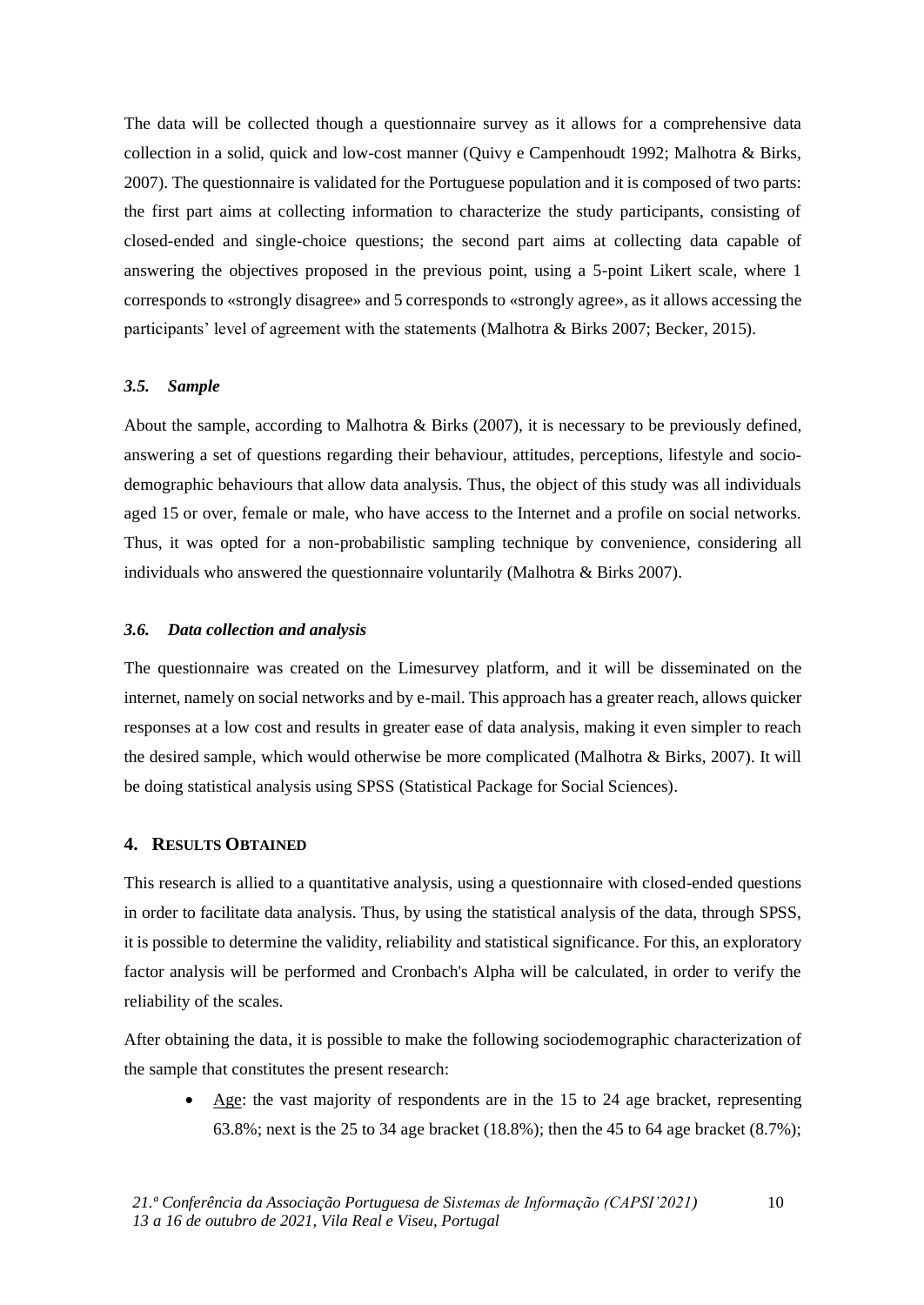The data will be collected though a questionnaire survey as it allows for a comprehensive data collection in a solid, quick and low-cost manner (Quivy e Campenhoudt 1992; Malhotra & Birks, 2007). The questionnaire is validated for the Portuguese population and it is composed of two parts: the first part aims at collecting information to characterize the study participants, consisting of closed-ended and single-choice questions; the second part aims at collecting data capable of answering the objectives proposed in the previous point, using a 5-point Likert scale, where 1 corresponds to «strongly disagree» and 5 corresponds to «strongly agree», as it allows accessing the participants' level of agreement with the statements (Malhotra & Birks 2007; Becker, 2015).

### *3.5. Sample*

About the sample, according to Malhotra & Birks (2007), it is necessary to be previously defined, answering a set of questions regarding their behaviour, attitudes, perceptions, lifestyle and socio-demographic behaviours that allow data analysis. Thus, the object of this study was all individuals aged 15 or over, female or male, who have access to the Internet and a profile on social networks. Thus, it was opted for a non-probabilistic sampling technique by convenience, considering all individuals who answered the questionnaire voluntarily (Malhotra & Birks 2007).

### *3.6. Data collection and analysis*

The questionnaire was created on the Limesurvey platform, and it will be disseminated on the internet, namely on social networks and by e-mail. This approach has a greater reach, allows quicker responses at a low cost and results in greater ease of data analysis, making it even simpler to reach the desired sample, which would otherwise be more complicated (Malhotra & Birks, 2007). It will be doing statistical analysis using SPSS (Statistical Package for Social Sciences).

## 4. RESULTS OBTAINED

This research is allied to a quantitative analysis, using a questionnaire with closed-ended questions in order to facilitate data analysis. Thus, by using the statistical analysis of the data, through SPSS, it is possible to determine the validity, reliability and statistical significance. For this, an exploratory factor analysis will be performed and Cronbach's Alpha will be calculated, in order to verify the reliability of the scales.

After obtaining the data, it is possible to make the following sociodemographic characterization of the sample that constitutes the present research:

- Age: the vast majority of respondents are in the 15 to 24 age bracket, representing 63.8%; next is the 25 to 34 age bracket (18.8%); then the 45 to 64 age bracket (8.7%);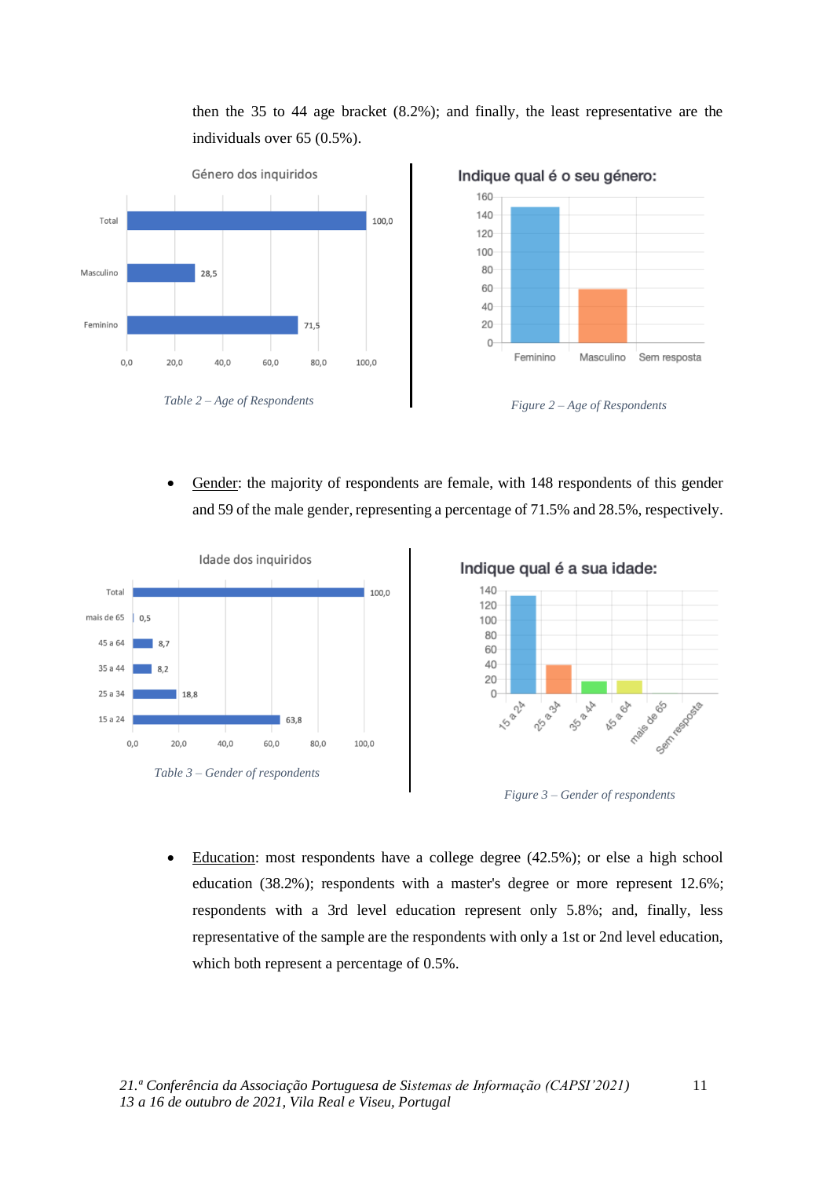then the 35 to 44 age bracket (8.2%); and finally, the least representative are the individuals over 65 (0.5%).

Género dos inquiridos

Total 100,0
Masculino 28,5
Feminino 71,5

0,0 20,0 40,0 60,0 80,0 100,0

*Table 2 – Age of Respondents*

Indique qual é o seu género:

160
140
120
100
80
60
40
20
0

Feminino Masculino Sem resposta

*Figure 2 – Age of Respondents*

- Gender: the majority of respondents are female, with 148 respondents of this gender and 59 of the male gender, representing a percentage of 71.5% and 28.5%, respectively.

Idade dos inquiridos

Total 100,0
mais de 65 0,5
45 a 64 8,7
35 a 44 8,2
25 a 34 18,8
15 a 24 63,8

0,0 20,0 40,0 60,0 80,0 100,0

*Table 3 – Gender of respondents*

Indique qual é a sua idade:

140
120
100
80
60
40
20
0

15 a 24 25 a 34 35 a 44 45 a 64 mais de 65 Sem resposta

*Figure 3 – Gender of respondents*

- Education: most respondents have a college degree (42.5%); or else a high school education (38.2%); respondents with a master's degree or more represent 12.6%; respondents with a 3rd level education represent only 5.8%; and, finally, less representative of the sample are the respondents with only a 1st or 2nd level education, which both represent a percentage of 0.5%.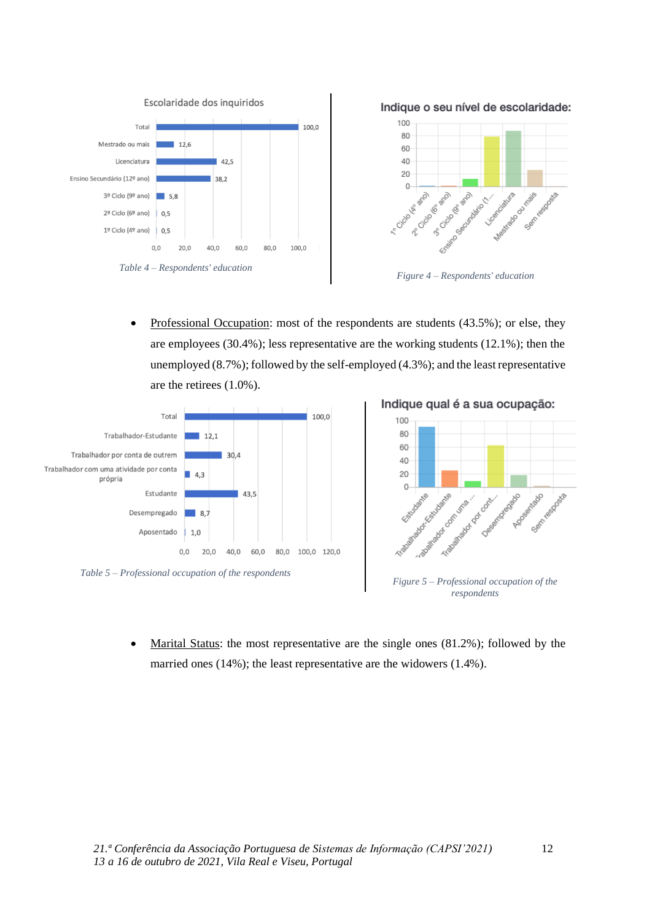Escolaridade dos inquiridos

Total 100,0
Mestrado ou mais 12,6
Licenciatura 42,5
Ensino Secundário (12º ano) 38,2
3º Ciclo (9º ano) 5,8
2º Ciclo (6º ano) 0,5
1º Ciclo (4º ano) 0,5

0,0 20,0 40,0 60,0 80,0 100,0

*Table 4 – Respondents' education*

Indique o seu nível de escolaridade:

100
80
60
40
20
0

1º Ciclo (4º ano)
2º Ciclo (6º ano)
3º Ciclo (9º ano)
Ensino Secundário (1...
Licenciatura
Mestrado ou mais
Sem resposta

*Figure 4 – Respondents' education*

- Professional Occupation: most of the respondents are students (43.5%); or else, they are employees (30.4%); less representative are the working students (12.1%); then the unemployed (8.7%); followed by the self-employed (4.3%); and the least representative are the retirees (1.0%).

Total 100,0
Trabalhador-Estudante 12,1
Trabalhador por conta de outrem 30,4
Trabalhador com uma atividade por conta própria 4,3
Estudante 43,5
Desempregado 8,7
Aposentado 1,0

0,0 20,0 40,0 60,0 80,0 100,0 120,0

*Table 5 – Professional occupation of the respondents*

Indique qual é a sua ocupação:

100
80
60
40
20
0

Estudante
Trabalhador-Estudante
Trabalhador com uma ...
Trabalhador por cont...
Desempregado
Aposentado
Sem resposta

*Figure 5 – Professional occupation of the respondents*

- Marital Status: the most representative are the single ones (81.2%); followed by the married ones (14%); the least representative are the widowers (1.4%).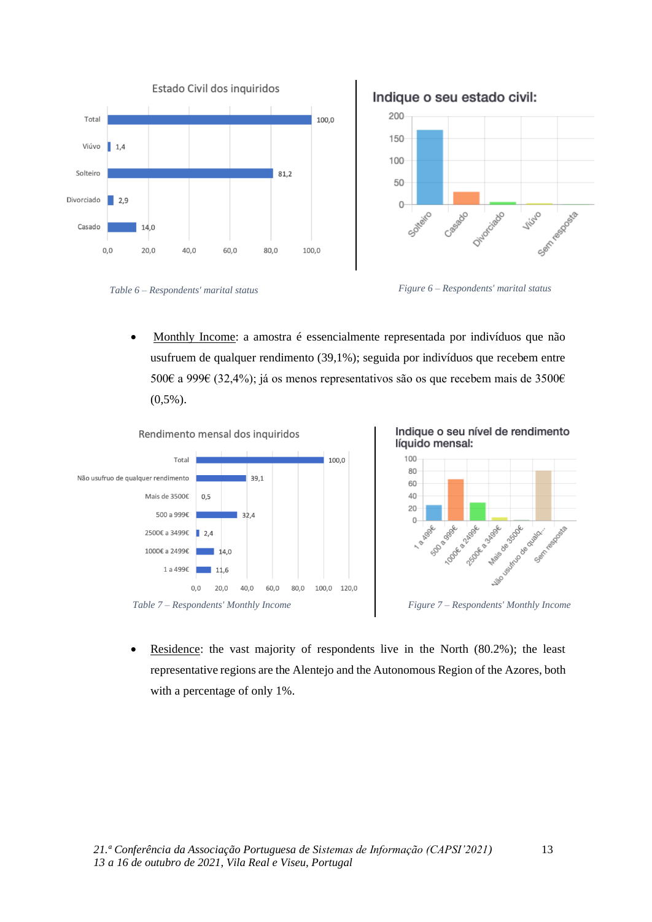Estado Civil dos inquiridos

Total 100,0
Viúvo 1,4
Solteiro 81,2
Divorciado 2,9
Casado 14,0

0,0 20,0 40,0 60,0 80,0 100,0

*Table 6 – Respondents' marital status*

Indique o seu estado civil:

200
150
100
50
0

Solteiro
Casado
Divorciado
Viúvo
Sem resposta

*Figure 6 – Respondents' marital status*

- Monthly Income: a amostra é essencialmente representada por indivíduos que não usufruem de qualquer rendimento (39,1%); seguida por indivíduos que recebem entre 500€ a 999€ (32,4%); já os menos representativos são os que recebem mais de 3500€ (0,5%).

Rendimento mensal dos inquiridos

Total 100,0
Não usufruo de qualquer rendimento 39,1
Mais de 3500€ 0,5
500 a 999€ 32,4
2500€ a 3499€ 2,4
1000€ a 2499€ 14,0
1 a 499€ 11,6

0,0 20,0 40,0 60,0 80,0 100,0 120,0

*Table 7 – Respondents' Monthly Income*

Indique o seu nível de rendimento líquido mensal:

100
80
60
40
20
0

1 a 499€
500 a 999€
1000€ a 2499€
2500€ a 3499€
Mais de 3500€
Não usufruo de qualq...
Sem resposta

*Figure 7 – Respondents' Monthly Income*

- Residence: the vast majority of respondents live in the North (80.2%); the least representative regions are the Alentejo and the Autonomous Region of the Azores, both with a percentage of only 1%.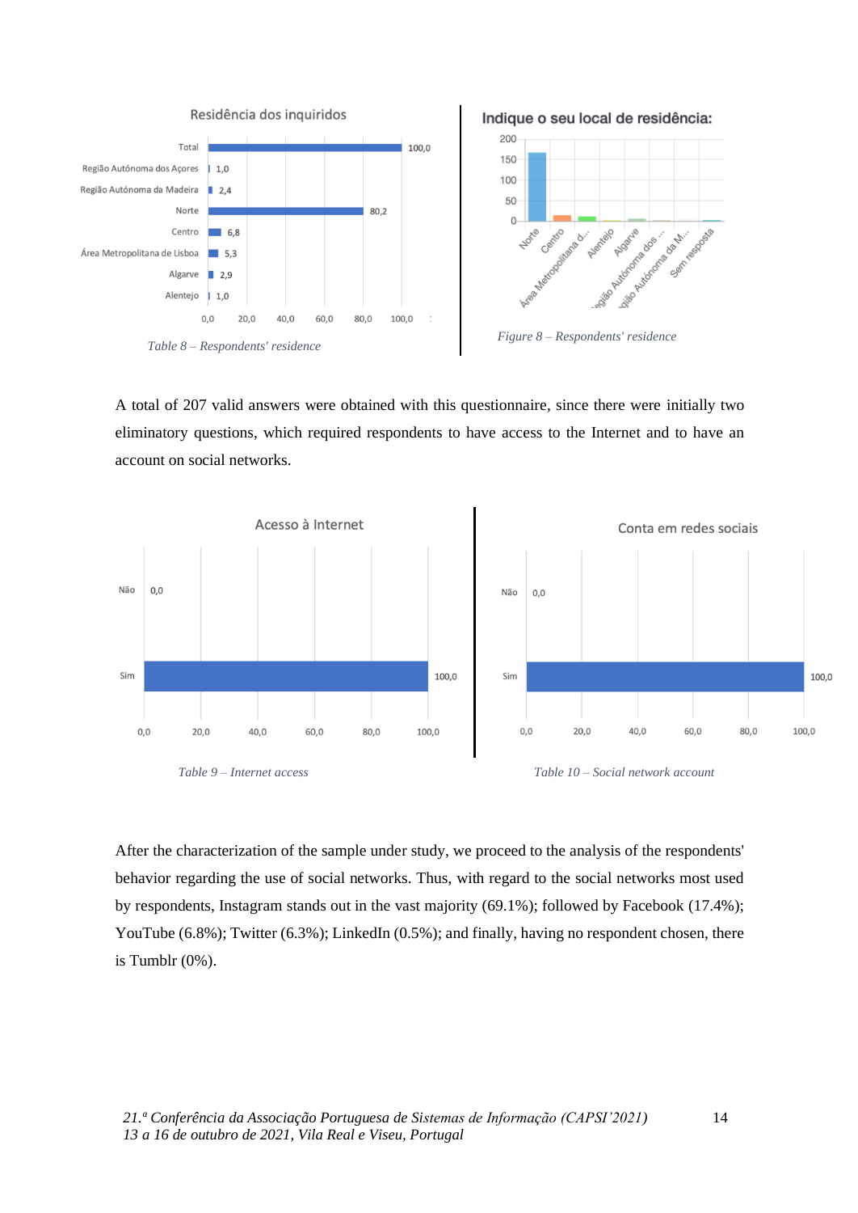Residência dos inquiridos

Total 100,0
Região Autónoma dos Açores 1,0
Região Autónoma da Madeira 2,4
Norte 80,2
Centro 6,8
Área Metropolitana de Lisboa 5,3
Algarve 2,9
Alentejo 1,0

0,0 20,0 40,0 60,0 80,0 100,0

*Table 8 – Respondents' residence*

Indique o seu local de residência:

200
150
100
50
0

Norte
Centro
Área Metropolitana d...
Alentejo
Algarve
Região Autónoma dos ...
Região Autónoma da M...
Sem resposta

*Figure 8 – Respondents' residence*

A total of 207 valid answers were obtained with this questionnaire, since there were initially two eliminatory questions, which required respondents to have access to the Internet and to have an account on social networks.

Acesso à Internet

Não 0,0
Sim 100,0

0,0 20,0 40,0 60,0 80,0 100,0

*Table 9 – Internet access*

Conta em redes sociais

Não 0,0
Sim 100,0

0,0 20,0 40,0 60,0 80,0 100,0

*Table 10 – Social network account*

After the characterization of the sample under study, we proceed to the analysis of the respondents' behavior regarding the use of social networks. Thus, with regard to the social networks most used by respondents, Instagram stands out in the vast majority (69.1%); followed by Facebook (17.4%); YouTube (6.8%); Twitter (6.3%); LinkedIn (0.5%); and finally, having no respondent chosen, there is Tumblr (0%).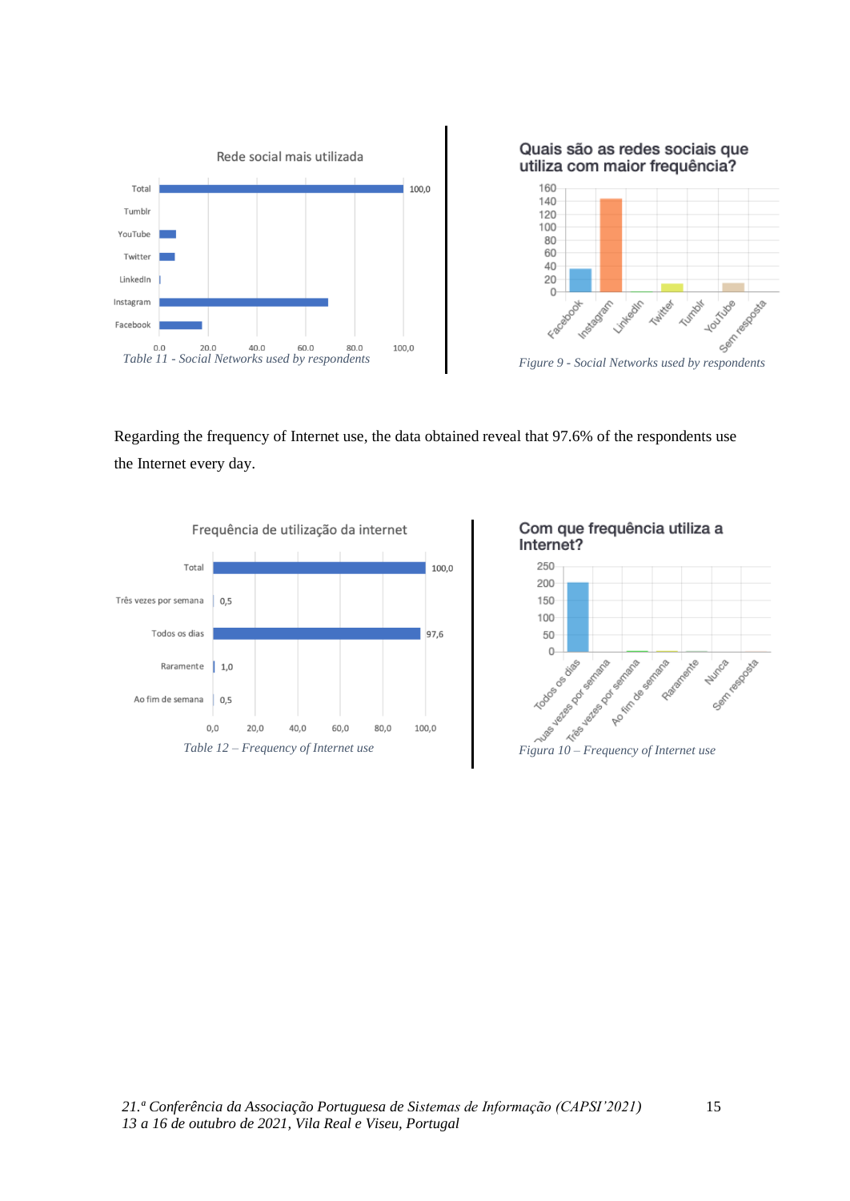Rede social mais utilizada

Total
Tumblr
YouTube
Twitter
LinkedIn
Instagram
Facebook

100,0

0.0 20.0 40.0 60.0 80.0 100,0

*Table 11 - Social Networks used by respondents*

Quais são as redes sociais que utiliza com maior frequência?

160
140
120
100
80
60
40
20
0

Facebook
Instagram
LinkedIn
Twitter
Tumblr
YouTube
Sem resposta

*Figure 9 - Social Networks used by respondents*

Regarding the frequency of Internet use, the data obtained reveal that 97.6% of the respondents use the Internet every day.

Frequência de utilização da internet

Total 100,0
Três vezes por semana 0,5
Todos os dias 97,6
Raramente 1,0
Ao fim de semana 0,5

0,0 20,0 40,0 60,0 80,0 100,0

*Table 12 – Frequency of Internet use*

Com que frequência utiliza a Internet?

250
200
150
100
50
0

Todos os dias
Duas vezes por semana
Três vezes por semana
Ao fim de semana
Raramente
Nunca
Sem resposta

*Figura 10 – Frequency of Internet use*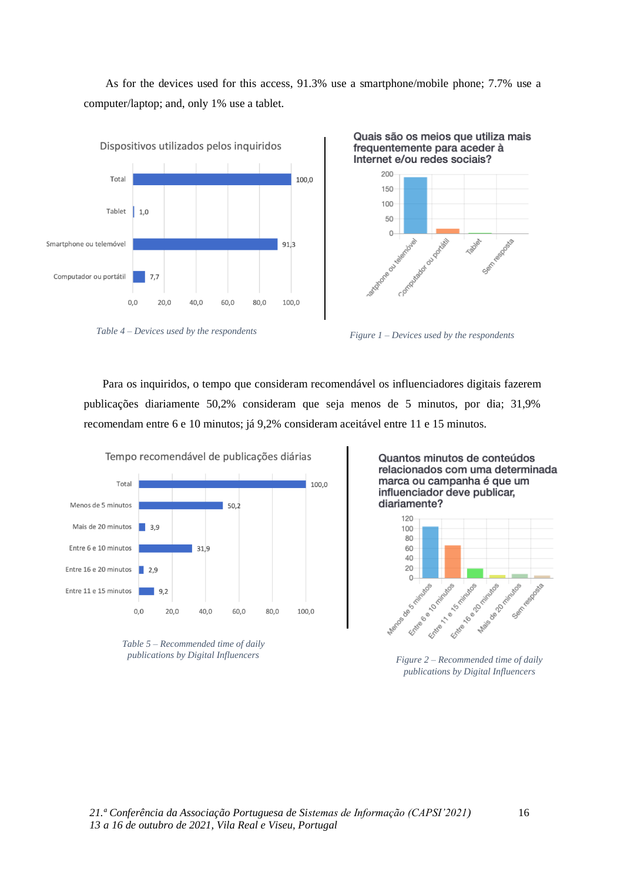As for the devices used for this access, 91.3% use a smartphone/mobile phone; 7.7% use a computer/laptop; and, only 1% use a tablet.

**Dispositivos utilizados pelos inquiridos**

| | % |
|---|---|
| Total | 100,0 |
| Tablet | 1,0 |
| Smartphone ou telemóvel | 91,3 |
| Computador ou portátil | 7,7 |

*Table 4 – Devices used by the respondents*

*Figure 1 – Devices used by the respondents*

Para os inquiridos, o tempo que consideram recomendável os influenciadores digitais fazerem publicações diariamente 50,2% consideram que seja menos de 5 minutos, por dia; 31,9% recomendam entre 6 e 10 minutos; já 9,2% consideram aceitável entre 11 e 15 minutos.

**Tempo recomendável de publicações diárias**

| | % |
|---|---|
| Total | 100,0 |
| Menos de 5 minutos | 50,2 |
| Mais de 20 minutos | 3,9 |
| Entre 6 e 10 minutos | 31,9 |
| Entre 16 e 20 minutos | 2,9 |
| Entre 11 e 15 minutos | 9,2 |

*Table 5 – Recommended time of daily publications by Digital Influencers*

*Figure 2 – Recommended time of daily publications by Digital Influencers*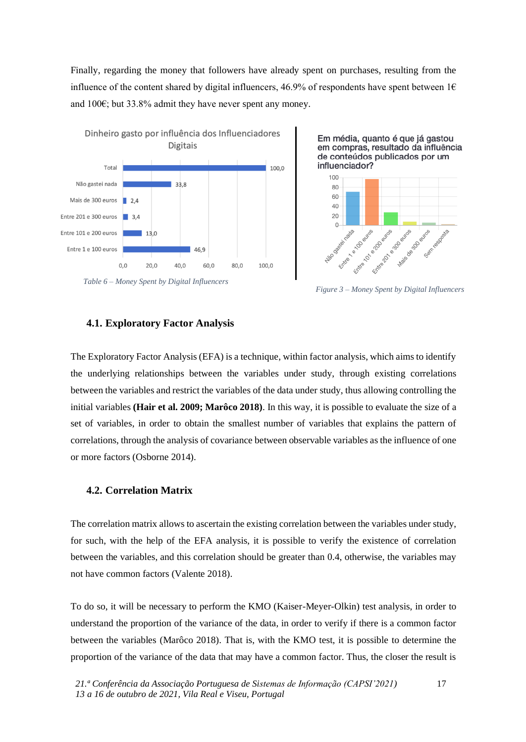Finally, regarding the money that followers have already spent on purchases, resulting from the influence of the content shared by digital influencers, 46.9% of respondents have spent between 1€ and 100€; but 33.8% admit they have never spent any money.

Dinheiro gasto por influência dos Influenciadores Digitais

| | % |
|---|---|
| Total | 100,0 |
| Não gastei nada | 33,8 |
| Mais de 300 euros | 2,4 |
| Entre 201 e 300 euros | 3,4 |
| Entre 101 e 200 euros | 13,0 |
| Entre 1 e 100 euros | 46,9 |

*Table 6 – Money Spent by Digital Influencers*

*Figure 3 – Money Spent by Digital Influencers*

### 4.1. Exploratory Factor Analysis

The Exploratory Factor Analysis (EFA) is a technique, within factor analysis, which aims to identify the underlying relationships between the variables under study, through existing correlations between the variables and restrict the variables of the data under study, thus allowing controlling the initial variables **(Hair et al. 2009; Marôco 2018)**. In this way, it is possible to evaluate the size of a set of variables, in order to obtain the smallest number of variables that explains the pattern of correlations, through the analysis of covariance between observable variables as the influence of one or more factors (Osborne 2014).

### 4.2. Correlation Matrix

The correlation matrix allows to ascertain the existing correlation between the variables under study, for such, with the help of the EFA analysis, it is possible to verify the existence of correlation between the variables, and this correlation should be greater than 0.4, otherwise, the variables may not have common factors (Valente 2018).

To do so, it will be necessary to perform the KMO (Kaiser-Meyer-Olkin) test analysis, in order to understand the proportion of the variance of the data, in order to verify if there is a common factor between the variables (Marôco 2018). That is, with the KMO test, it is possible to determine the proportion of the variance of the data that may have a common factor. Thus, the closer the result is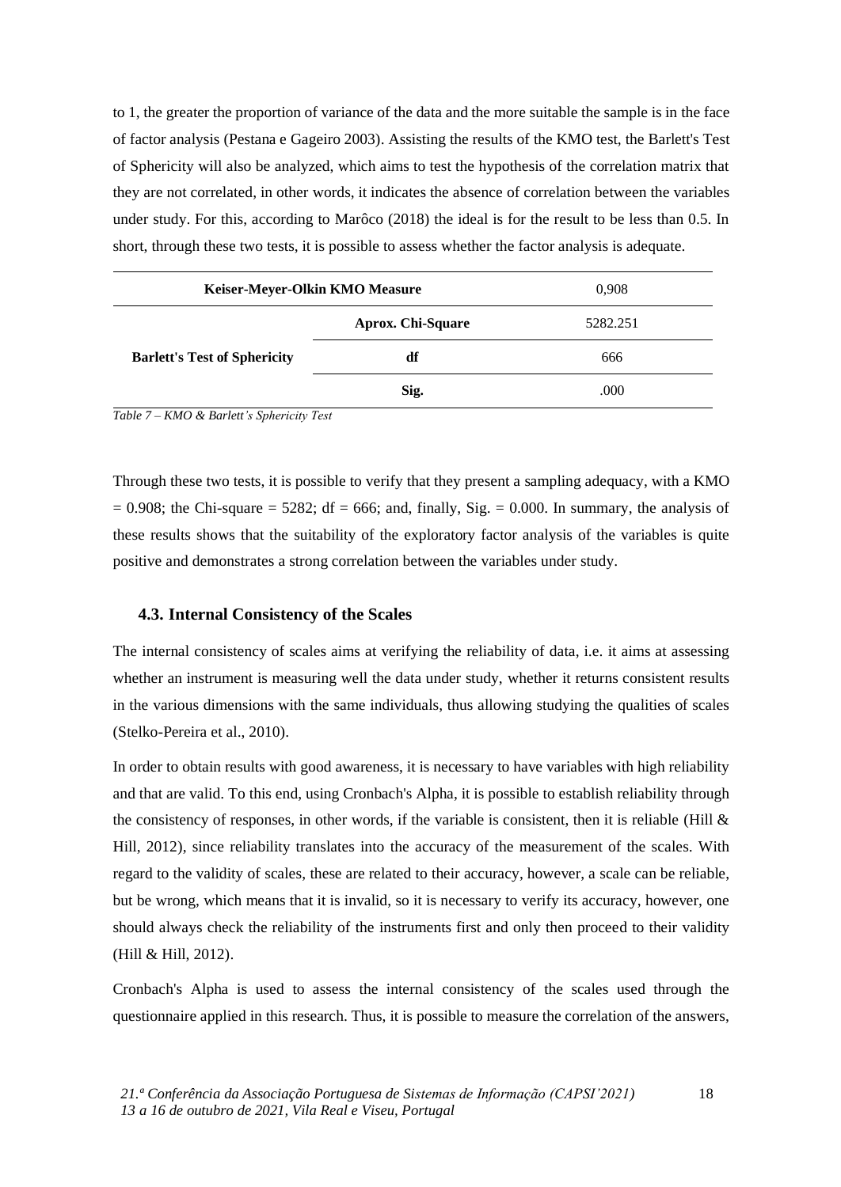to 1, the greater the proportion of variance of the data and the more suitable the sample is in the face of factor analysis (Pestana e Gageiro 2003). Assisting the results of the KMO test, the Barlett's Test of Sphericity will also be analyzed, which aims to test the hypothesis of the correlation matrix that they are not correlated, in other words, it indicates the absence of correlation between the variables under study. For this, according to Marôco (2018) the ideal is for the result to be less than 0.5. In short, through these two tests, it is possible to assess whether the factor analysis is adequate.

| **Keiser-Meyer-Olkin KMO Measure** | | 0,908 |
|---|---|---|
| **Barlett's Test of Sphericity** | **Aprox. Chi-Square** | 5282.251 |
| | **df** | 666 |
| | **Sig.** | .000 |

*Table 7 – KMO & Barlett's Sphericity Test*

Through these two tests, it is possible to verify that they present a sampling adequacy, with a KMO = 0.908; the Chi-square = 5282; df = 666; and, finally, Sig. = 0.000. In summary, the analysis of these results shows that the suitability of the exploratory factor analysis of the variables is quite positive and demonstrates a strong correlation between the variables under study.

### 4.3. Internal Consistency of the Scales

The internal consistency of scales aims at verifying the reliability of data, i.e. it aims at assessing whether an instrument is measuring well the data under study, whether it returns consistent results in the various dimensions with the same individuals, thus allowing studying the qualities of scales (Stelko-Pereira et al., 2010).

In order to obtain results with good awareness, it is necessary to have variables with high reliability and that are valid. To this end, using Cronbach's Alpha, it is possible to establish reliability through the consistency of responses, in other words, if the variable is consistent, then it is reliable (Hill & Hill, 2012), since reliability translates into the accuracy of the measurement of the scales. With regard to the validity of scales, these are related to their accuracy, however, a scale can be reliable, but be wrong, which means that it is invalid, so it is necessary to verify its accuracy, however, one should always check the reliability of the instruments first and only then proceed to their validity (Hill & Hill, 2012).

Cronbach's Alpha is used to assess the internal consistency of the scales used through the questionnaire applied in this research. Thus, it is possible to measure the correlation of the answers,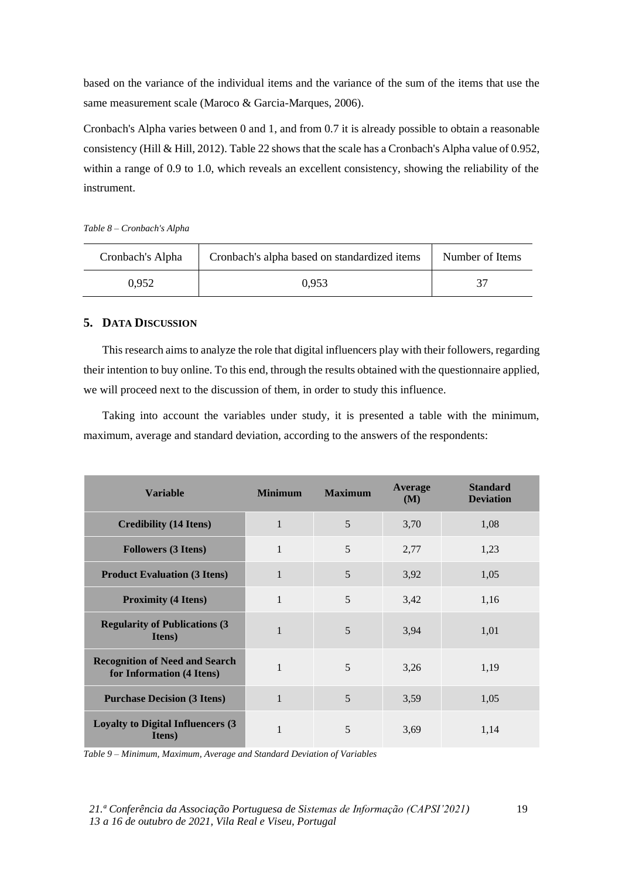based on the variance of the individual items and the variance of the sum of the items that use the same measurement scale (Maroco & Garcia-Marques, 2006).

Cronbach's Alpha varies between 0 and 1, and from 0.7 it is already possible to obtain a reasonable consistency (Hill & Hill, 2012). Table 22 shows that the scale has a Cronbach's Alpha value of 0.952, within a range of 0.9 to 1.0, which reveals an excellent consistency, showing the reliability of the instrument.

*Table 8 – Cronbach's Alpha*

| Cronbach's Alpha | Cronbach's alpha based on standardized items | Number of Items |
|---|---|---|
| 0,952 | 0,953 | 37 |

## 5. Data Discussion

This research aims to analyze the role that digital influencers play with their followers, regarding their intention to buy online. To this end, through the results obtained with the questionnaire applied, we will proceed next to the discussion of them, in order to study this influence.

Taking into account the variables under study, it is presented a table with the minimum, maximum, average and standard deviation, according to the answers of the respondents:

| Variable | Minimum | Maximum | Average (M) | Standard Deviation |
|---|---|---|---|---|
| **Credibility (14 Itens)** | 1 | 5 | 3,70 | 1,08 |
| **Followers (3 Itens)** | 1 | 5 | 2,77 | 1,23 |
| **Product Evaluation (3 Itens)** | 1 | 5 | 3,92 | 1,05 |
| **Proximity (4 Itens)** | 1 | 5 | 3,42 | 1,16 |
| **Regularity of Publications (3 Itens)** | 1 | 5 | 3,94 | 1,01 |
| **Recognition of Need and Search for Information (4 Itens)** | 1 | 5 | 3,26 | 1,19 |
| **Purchase Decision (3 Itens)** | 1 | 5 | 3,59 | 1,05 |
| **Loyalty to Digital Influencers (3 Itens)** | 1 | 5 | 3,69 | 1,14 |

*Table 9 – Minimum, Maximum, Average and Standard Deviation of Variables*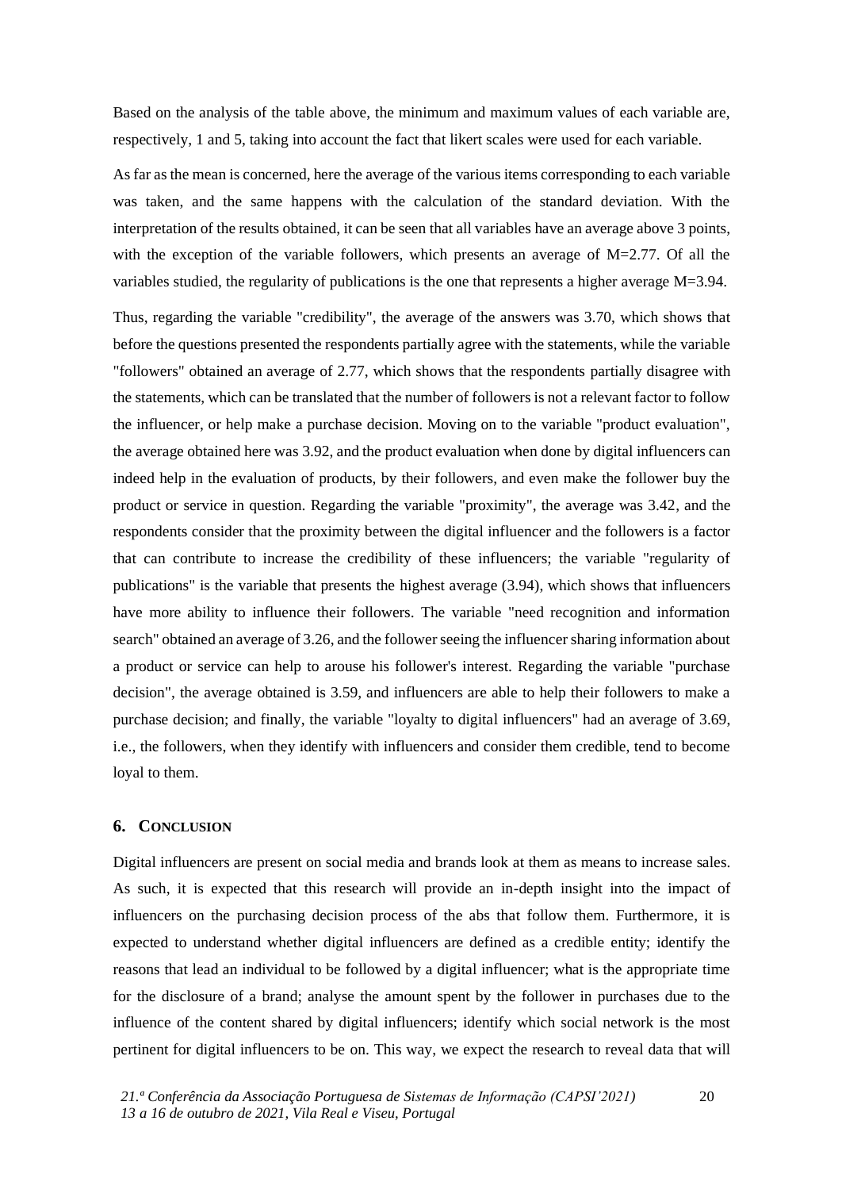Based on the analysis of the table above, the minimum and maximum values of each variable are, respectively, 1 and 5, taking into account the fact that likert scales were used for each variable.

As far as the mean is concerned, here the average of the various items corresponding to each variable was taken, and the same happens with the calculation of the standard deviation. With the interpretation of the results obtained, it can be seen that all variables have an average above 3 points, with the exception of the variable followers, which presents an average of M=2.77. Of all the variables studied, the regularity of publications is the one that represents a higher average M=3.94.

Thus, regarding the variable "credibility", the average of the answers was 3.70, which shows that before the questions presented the respondents partially agree with the statements, while the variable "followers" obtained an average of 2.77, which shows that the respondents partially disagree with the statements, which can be translated that the number of followers is not a relevant factor to follow the influencer, or help make a purchase decision. Moving on to the variable "product evaluation", the average obtained here was 3.92, and the product evaluation when done by digital influencers can indeed help in the evaluation of products, by their followers, and even make the follower buy the product or service in question. Regarding the variable "proximity", the average was 3.42, and the respondents consider that the proximity between the digital influencer and the followers is a factor that can contribute to increase the credibility of these influencers; the variable "regularity of publications" is the variable that presents the highest average (3.94), which shows that influencers have more ability to influence their followers. The variable "need recognition and information search" obtained an average of 3.26, and the follower seeing the influencer sharing information about a product or service can help to arouse his follower's interest. Regarding the variable "purchase decision", the average obtained is 3.59, and influencers are able to help their followers to make a purchase decision; and finally, the variable "loyalty to digital influencers" had an average of 3.69, i.e., the followers, when they identify with influencers and consider them credible, tend to become loyal to them.

## 6. Conclusion

Digital influencers are present on social media and brands look at them as means to increase sales. As such, it is expected that this research will provide an in-depth insight into the impact of influencers on the purchasing decision process of the abs that follow them. Furthermore, it is expected to understand whether digital influencers are defined as a credible entity; identify the reasons that lead an individual to be followed by a digital influencer; what is the appropriate time for the disclosure of a brand; analyse the amount spent by the follower in purchases due to the influence of the content shared by digital influencers; identify which social network is the most pertinent for digital influencers to be on. This way, we expect the research to reveal data that will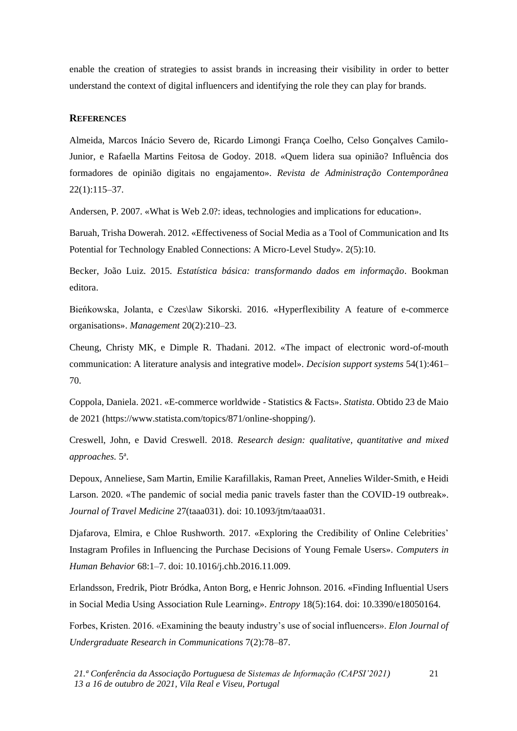enable the creation of strategies to assist brands in increasing their visibility in order to better understand the context of digital influencers and identifying the role they can play for brands.

## REFERENCES

Almeida, Marcos Inácio Severo de, Ricardo Limongi França Coelho, Celso Gonçalves Camilo-Junior, e Rafaella Martins Feitosa de Godoy. 2018. «Quem lidera sua opinião? Influência dos formadores de opinião digitais no engajamento». *Revista de Administração Contemporânea* 22(1):115–37.

Andersen, P. 2007. «What is Web 2.0?: ideas, technologies and implications for education».

Baruah, Trisha Dowerah. 2012. «Effectiveness of Social Media as a Tool of Communication and Its Potential for Technology Enabled Connections: A Micro-Level Study». 2(5):10.

Becker, João Luiz. 2015. *Estatística básica: transformando dados em informação*. Bookman editora.

Bieńkowska, Jolanta, e Czes\law Sikorski. 2016. «Hyperflexibility A feature of e-commerce organisations». *Management* 20(2):210–23.

Cheung, Christy MK, e Dimple R. Thadani. 2012. «The impact of electronic word-of-mouth communication: A literature analysis and integrative model». *Decision support systems* 54(1):461–70.

Coppola, Daniela. 2021. «E-commerce worldwide - Statistics & Facts». *Statista*. Obtido 23 de Maio de 2021 (https://www.statista.com/topics/871/online-shopping/).

Creswell, John, e David Creswell. 2018. *Research design: qualitative, quantitative and mixed approaches.* 5ª.

Depoux, Anneliese, Sam Martin, Emilie Karafillakis, Raman Preet, Annelies Wilder-Smith, e Heidi Larson. 2020. «The pandemic of social media panic travels faster than the COVID-19 outbreak». *Journal of Travel Medicine* 27(taaa031). doi: 10.1093/jtm/taaa031.

Djafarova, Elmira, e Chloe Rushworth. 2017. «Exploring the Credibility of Online Celebrities' Instagram Profiles in Influencing the Purchase Decisions of Young Female Users». *Computers in Human Behavior* 68:1–7. doi: 10.1016/j.chb.2016.11.009.

Erlandsson, Fredrik, Piotr Bródka, Anton Borg, e Henric Johnson. 2016. «Finding Influential Users in Social Media Using Association Rule Learning». *Entropy* 18(5):164. doi: 10.3390/e18050164.

Forbes, Kristen. 2016. «Examining the beauty industry's use of social influencers». *Elon Journal of Undergraduate Research in Communications* 7(2):78–87.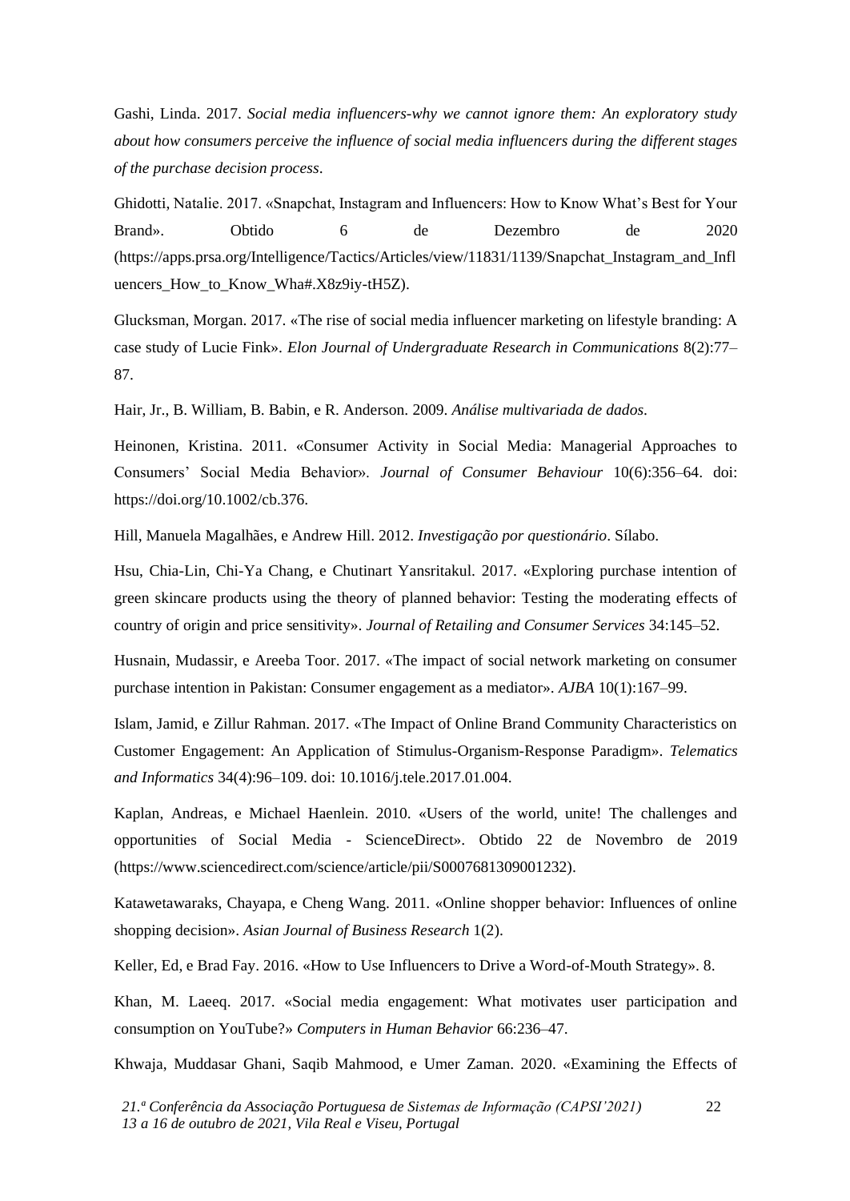Gashi, Linda. 2017. *Social media influencers-why we cannot ignore them: An exploratory study about how consumers perceive the influence of social media influencers during the different stages of the purchase decision process*.

Ghidotti, Natalie. 2017. «Snapchat, Instagram and Influencers: How to Know What's Best for Your Brand». Obtido 6 de Dezembro de 2020 (https://apps.prsa.org/Intelligence/Tactics/Articles/view/11831/1139/Snapchat_Instagram_and_Influencers_How_to_Know_Wha#.X8z9iy-tH5Z).

Glucksman, Morgan. 2017. «The rise of social media influencer marketing on lifestyle branding: A case study of Lucie Fink». *Elon Journal of Undergraduate Research in Communications* 8(2):77–87.

Hair, Jr., B. William, B. Babin, e R. Anderson. 2009. *Análise multivariada de dados*.

Heinonen, Kristina. 2011. «Consumer Activity in Social Media: Managerial Approaches to Consumers' Social Media Behavior». *Journal of Consumer Behaviour* 10(6):356–64. doi: https://doi.org/10.1002/cb.376.

Hill, Manuela Magalhães, e Andrew Hill. 2012. *Investigação por questionário*. Sílabo.

Hsu, Chia-Lin, Chi-Ya Chang, e Chutinart Yansritakul. 2017. «Exploring purchase intention of green skincare products using the theory of planned behavior: Testing the moderating effects of country of origin and price sensitivity». *Journal of Retailing and Consumer Services* 34:145–52.

Husnain, Mudassir, e Areeba Toor. 2017. «The impact of social network marketing on consumer purchase intention in Pakistan: Consumer engagement as a mediator». *AJBA* 10(1):167–99.

Islam, Jamid, e Zillur Rahman. 2017. «The Impact of Online Brand Community Characteristics on Customer Engagement: An Application of Stimulus-Organism-Response Paradigm». *Telematics and Informatics* 34(4):96–109. doi: 10.1016/j.tele.2017.01.004.

Kaplan, Andreas, e Michael Haenlein. 2010. «Users of the world, unite! The challenges and opportunities of Social Media - ScienceDirect». Obtido 22 de Novembro de 2019 (https://www.sciencedirect.com/science/article/pii/S0007681309001232).

Katawetawaraks, Chayapa, e Cheng Wang. 2011. «Online shopper behavior: Influences of online shopping decision». *Asian Journal of Business Research* 1(2).

Keller, Ed, e Brad Fay. 2016. «How to Use Influencers to Drive a Word-of-Mouth Strategy». 8.

Khan, M. Laeeq. 2017. «Social media engagement: What motivates user participation and consumption on YouTube?» *Computers in Human Behavior* 66:236–47.

Khwaja, Muddasar Ghani, Saqib Mahmood, e Umer Zaman. 2020. «Examining the Effects of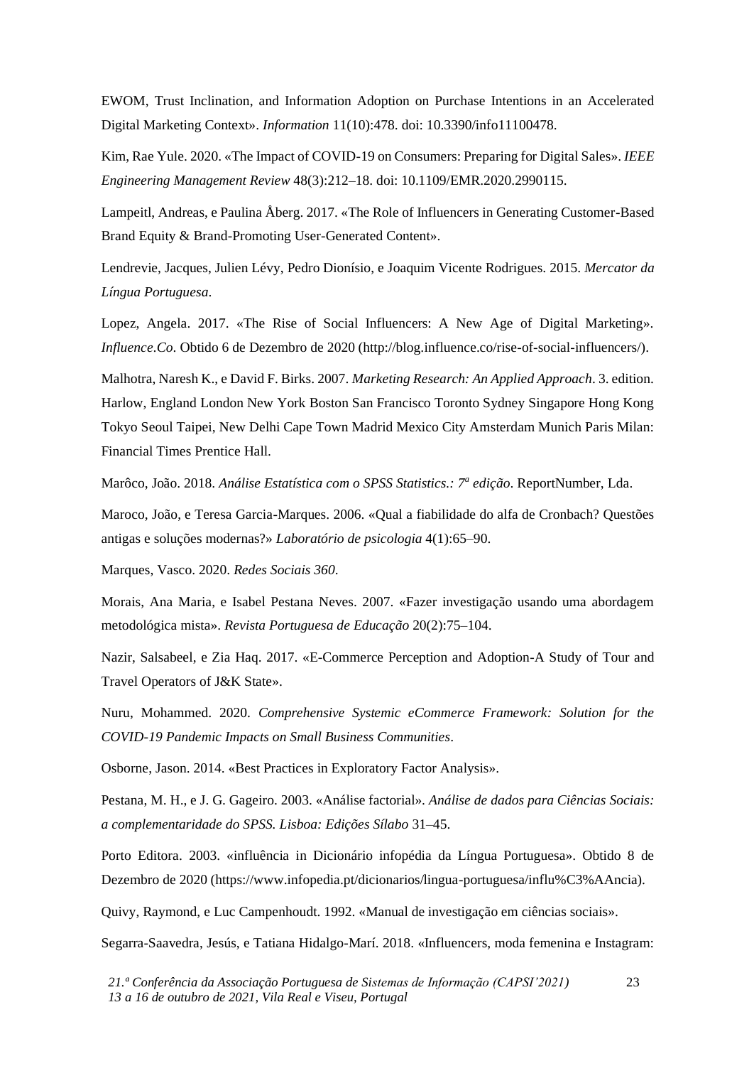EWOM, Trust Inclination, and Information Adoption on Purchase Intentions in an Accelerated Digital Marketing Context». *Information* 11(10):478. doi: 10.3390/info11100478.

Kim, Rae Yule. 2020. «The Impact of COVID-19 on Consumers: Preparing for Digital Sales». *IEEE Engineering Management Review* 48(3):212–18. doi: 10.1109/EMR.2020.2990115.

Lampeitl, Andreas, e Paulina Åberg. 2017. «The Role of Influencers in Generating Customer-Based Brand Equity & Brand-Promoting User-Generated Content».

Lendrevie, Jacques, Julien Lévy, Pedro Dionísio, e Joaquim Vicente Rodrigues. 2015. *Mercator da Língua Portuguesa*.

Lopez, Angela. 2017. «The Rise of Social Influencers: A New Age of Digital Marketing». *Influence.Co*. Obtido 6 de Dezembro de 2020 (http://blog.influence.co/rise-of-social-influencers/).

Malhotra, Naresh K., e David F. Birks. 2007. *Marketing Research: An Applied Approach*. 3. edition. Harlow, England London New York Boston San Francisco Toronto Sydney Singapore Hong Kong Tokyo Seoul Taipei, New Delhi Cape Town Madrid Mexico City Amsterdam Munich Paris Milan: Financial Times Prentice Hall.

Marôco, João. 2018. *Análise Estatística com o SPSS Statistics.: 7ª edição*. ReportNumber, Lda.

Maroco, João, e Teresa Garcia-Marques. 2006. «Qual a fiabilidade do alfa de Cronbach? Questões antigas e soluções modernas?» *Laboratório de psicologia* 4(1):65–90.

Marques, Vasco. 2020. *Redes Sociais 360*.

Morais, Ana Maria, e Isabel Pestana Neves. 2007. «Fazer investigação usando uma abordagem metodológica mista». *Revista Portuguesa de Educação* 20(2):75–104.

Nazir, Salsabeel, e Zia Haq. 2017. «E-Commerce Perception and Adoption-A Study of Tour and Travel Operators of J&K State».

Nuru, Mohammed. 2020. *Comprehensive Systemic eCommerce Framework: Solution for the COVID-19 Pandemic Impacts on Small Business Communities*.

Osborne, Jason. 2014. «Best Practices in Exploratory Factor Analysis».

Pestana, M. H., e J. G. Gageiro. 2003. «Análise factorial». *Análise de dados para Ciências Sociais: a complementaridade do SPSS. Lisboa: Edições Sílabo* 31–45.

Porto Editora. 2003. «influência in Dicionário infopédia da Língua Portuguesa». Obtido 8 de Dezembro de 2020 (https://www.infopedia.pt/dicionarios/lingua-portuguesa/influ%C3%AAncia).

Quivy, Raymond, e Luc Campenhoudt. 1992. «Manual de investigação em ciências sociais».

Segarra-Saavedra, Jesús, e Tatiana Hidalgo-Marí. 2018. «Influencers, moda femenina e Instagram: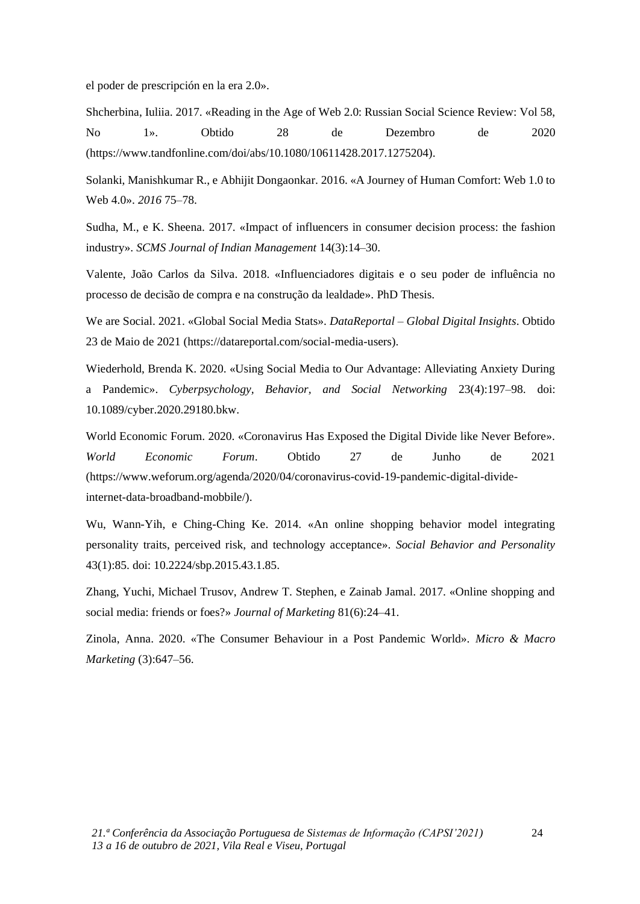el poder de prescripción en la era 2.0».

Shcherbina, Iuliia. 2017. «Reading in the Age of Web 2.0: Russian Social Science Review: Vol 58, No 1». Obtido 28 de Dezembro de 2020 (https://www.tandfonline.com/doi/abs/10.1080/10611428.2017.1275204).

Solanki, Manishkumar R., e Abhijit Dongaonkar. 2016. «A Journey of Human Comfort: Web 1.0 to Web 4.0». *2016* 75–78.

Sudha, M., e K. Sheena. 2017. «Impact of influencers in consumer decision process: the fashion industry». *SCMS Journal of Indian Management* 14(3):14–30.

Valente, João Carlos da Silva. 2018. «Influenciadores digitais e o seu poder de influência no processo de decisão de compra e na construção da lealdade». PhD Thesis.

We are Social. 2021. «Global Social Media Stats». *DataReportal – Global Digital Insights*. Obtido 23 de Maio de 2021 (https://datareportal.com/social-media-users).

Wiederhold, Brenda K. 2020. «Using Social Media to Our Advantage: Alleviating Anxiety During a Pandemic». *Cyberpsychology, Behavior, and Social Networking* 23(4):197–98. doi: 10.1089/cyber.2020.29180.bkw.

World Economic Forum. 2020. «Coronavirus Has Exposed the Digital Divide like Never Before». *World Economic Forum*. Obtido 27 de Junho de 2021 (https://www.weforum.org/agenda/2020/04/coronavirus-covid-19-pandemic-digital-divide-internet-data-broadband-mobbile/).

Wu, Wann-Yih, e Ching-Ching Ke. 2014. «An online shopping behavior model integrating personality traits, perceived risk, and technology acceptance». *Social Behavior and Personality* 43(1):85. doi: 10.2224/sbp.2015.43.1.85.

Zhang, Yuchi, Michael Trusov, Andrew T. Stephen, e Zainab Jamal. 2017. «Online shopping and social media: friends or foes?» *Journal of Marketing* 81(6):24–41.

Zinola, Anna. 2020. «The Consumer Behaviour in a Post Pandemic World». *Micro & Macro Marketing* (3):647–56.